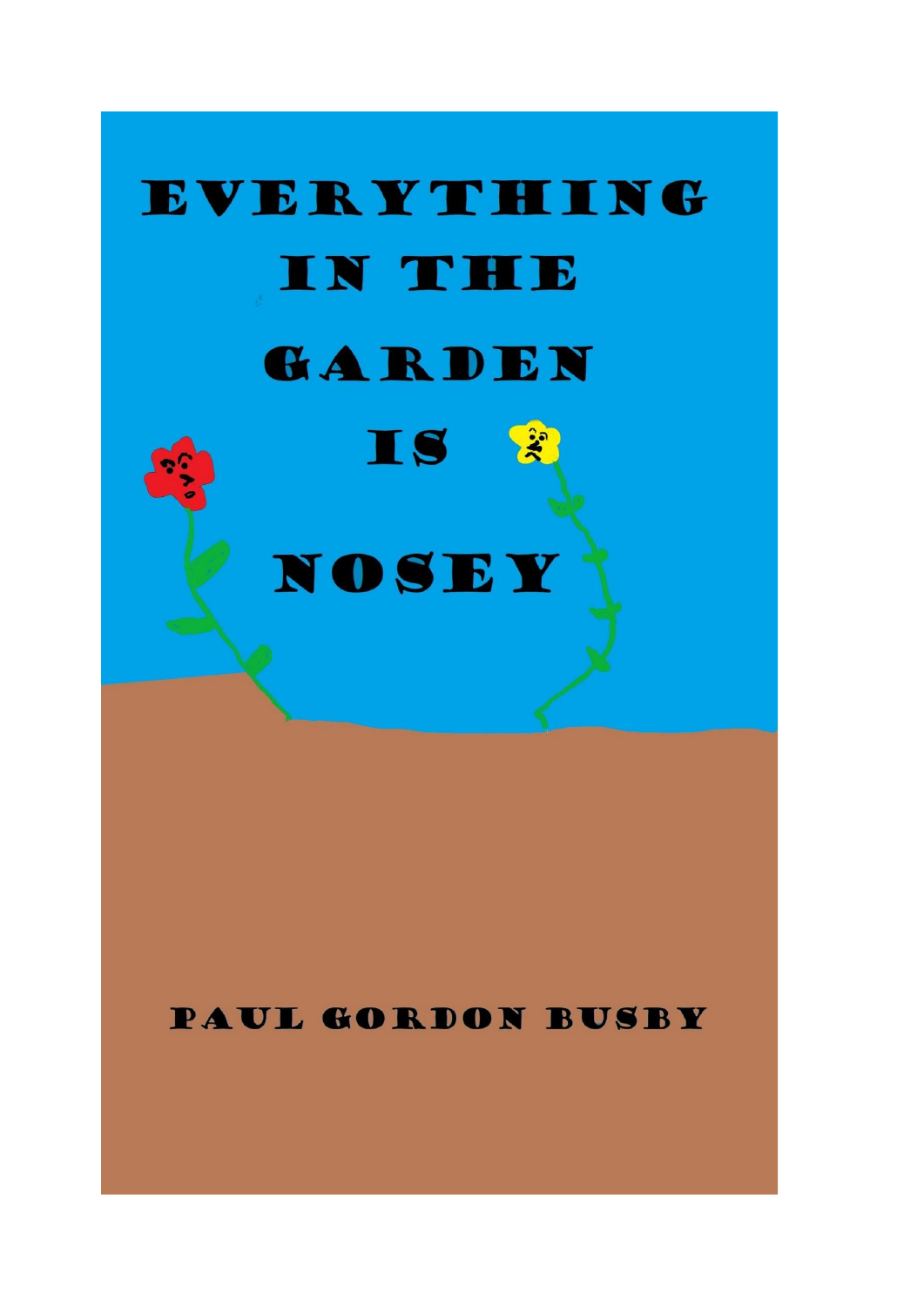# EVERYTHING IN THE GARDEN IS NOSEY

PAUL GORDON BUSBY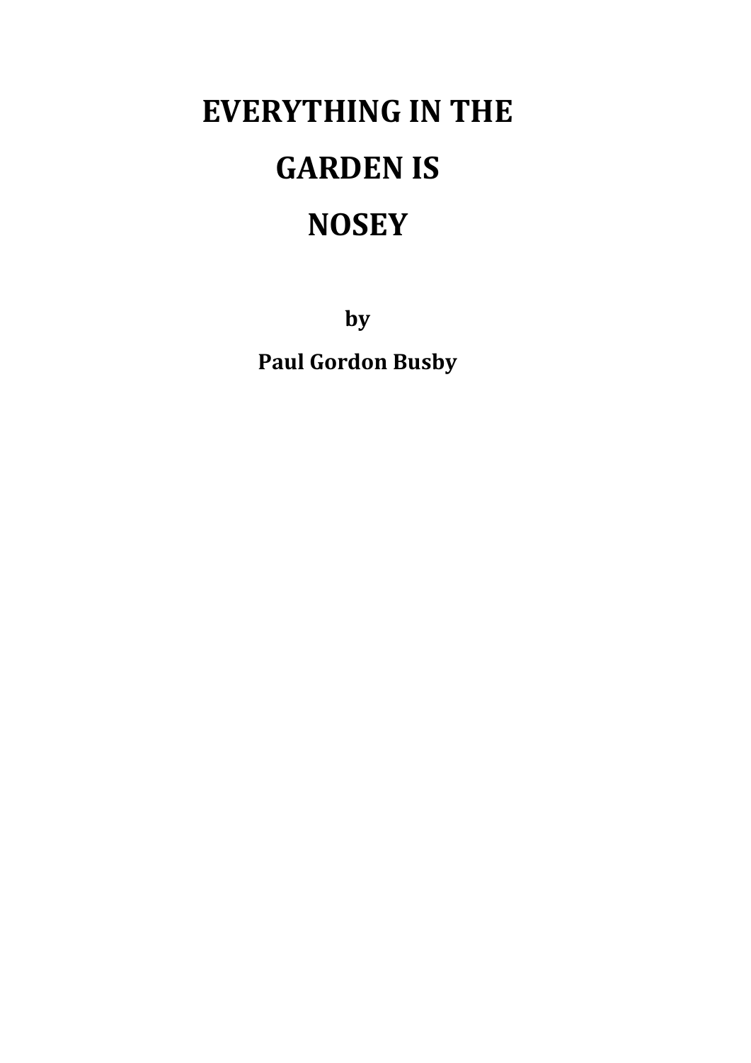# EVERYTHING IN THE GARDEN IS NOSEY

**by**

**Paul Gordon Busby**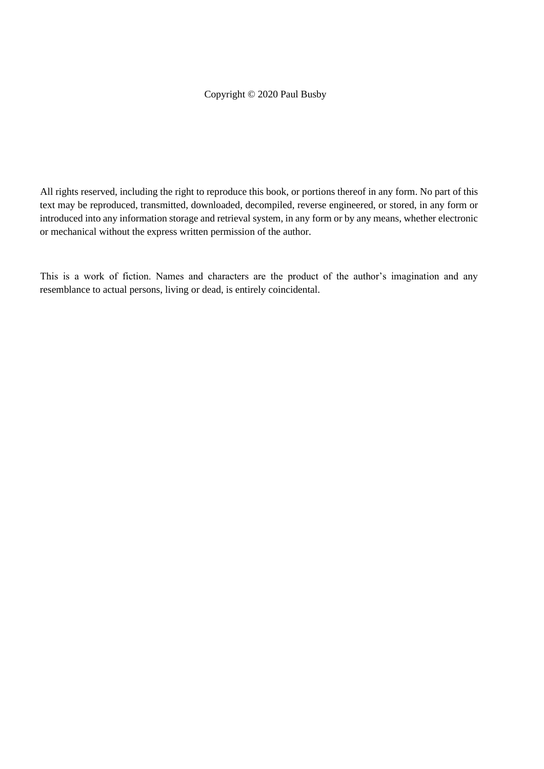Copyright © 2020 Paul Busby

All rights reserved, including the right to reproduce this book, or portions thereof in any form. No part of this text may be reproduced, transmitted, downloaded, decompiled, reverse engineered, or stored, in any form or introduced into any information storage and retrieval system, in any form or by any means, whether electronic or mechanical without the express written permission of the author.

This is a work of fiction. Names and characters are the product of the author's imagination and any resemblance to actual persons, living or dead, is entirely coincidental.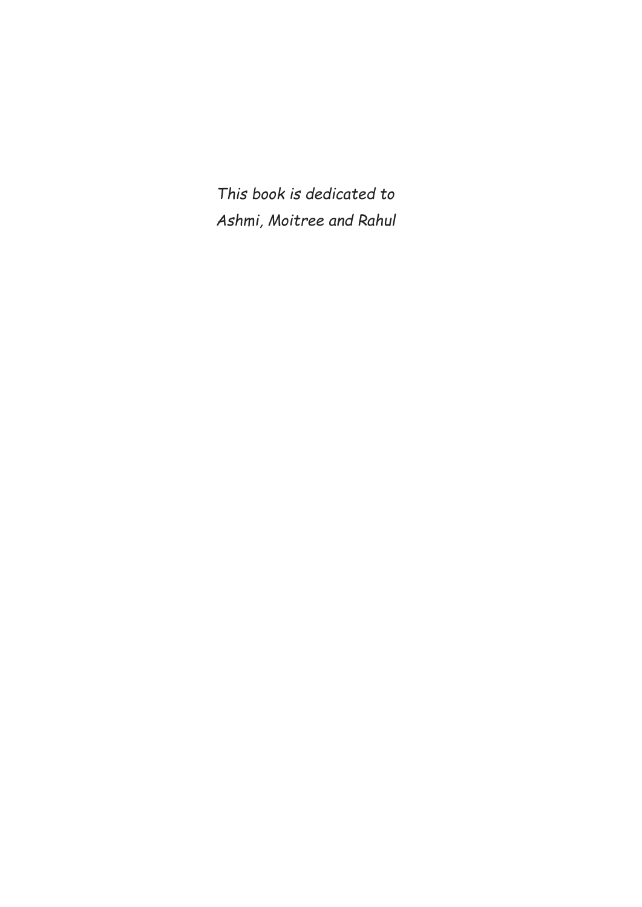*This book is dedicated to*
*Ashmi, Moitree and Rahul*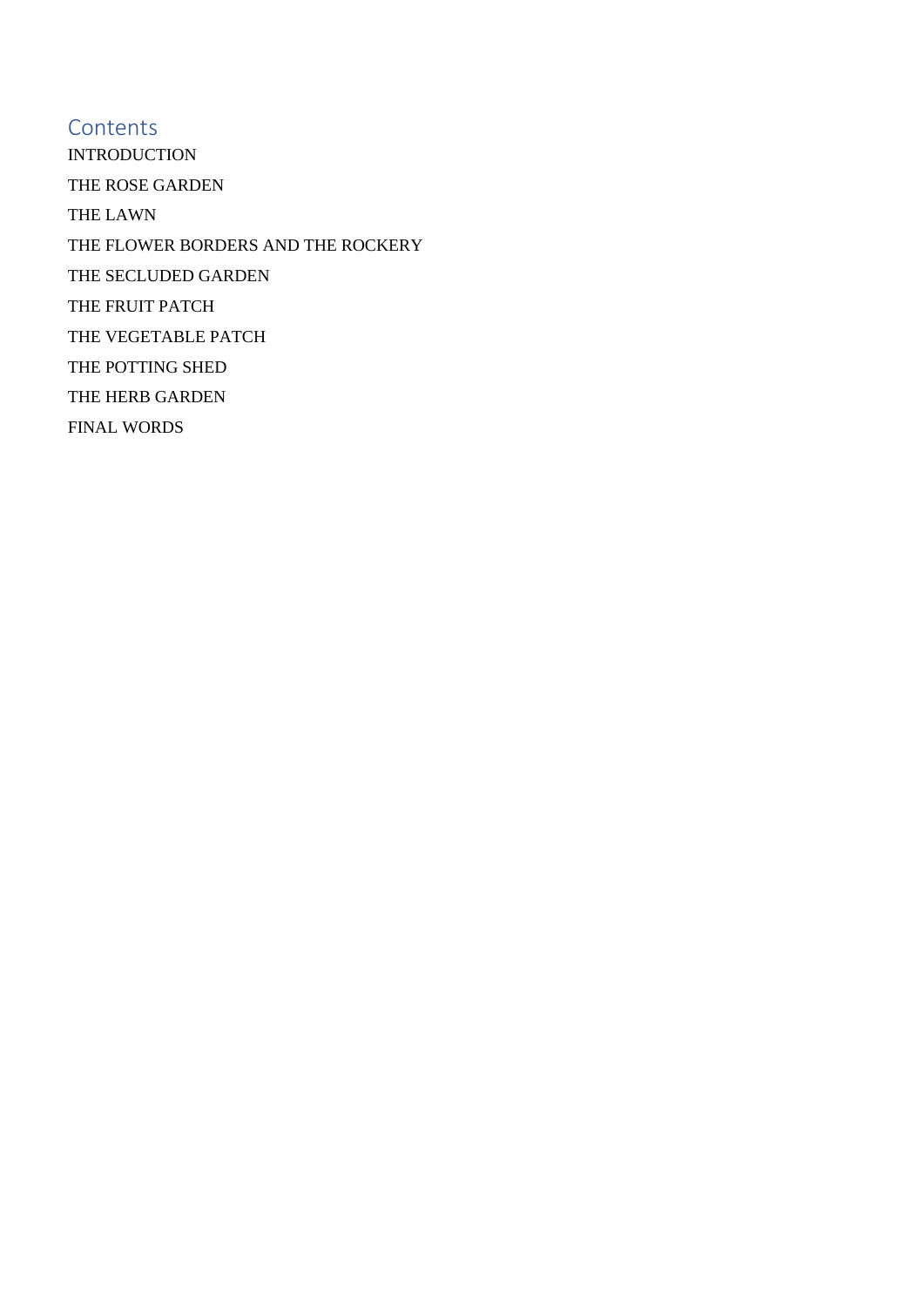## Contents

INTRODUCTION

THE ROSE GARDEN

THE LAWN

THE FLOWER BORDERS AND THE ROCKERY

THE SECLUDED GARDEN

THE FRUIT PATCH

THE VEGETABLE PATCH

THE POTTING SHED

THE HERB GARDEN

FINAL WORDS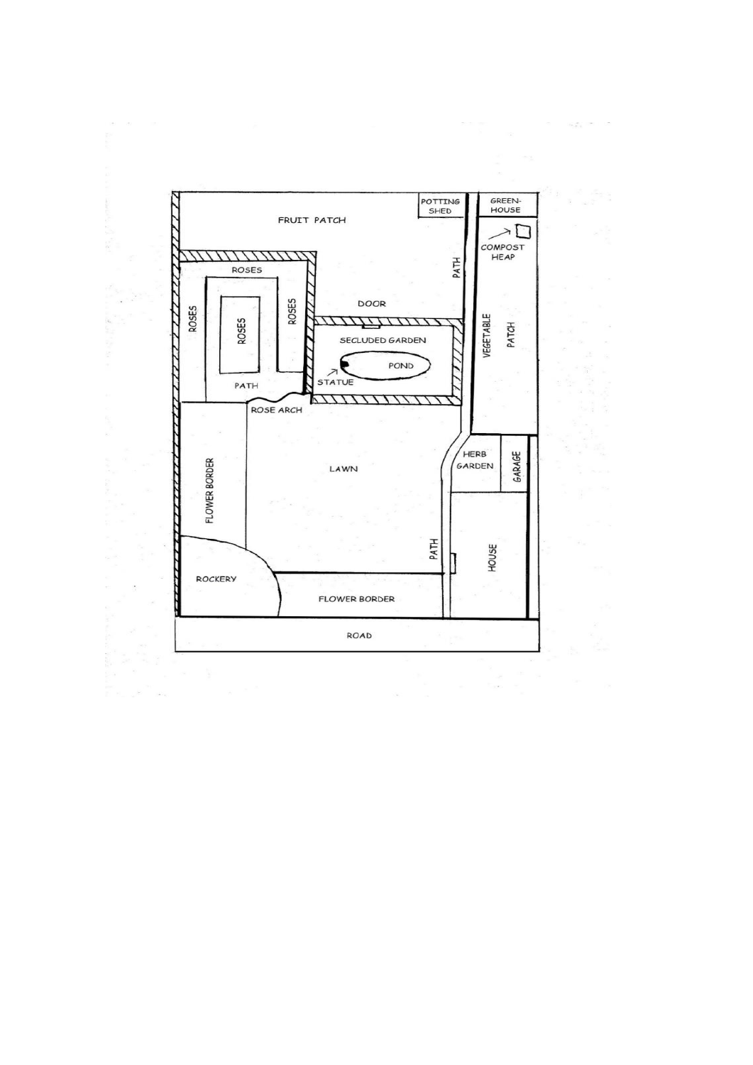POTTING SHED

GREEN-HOUSE

FRUIT PATCH

COMPOST HEAP

ROSES

PATH

ROSES

ROSES

ROSES

DOOR

SECLUDED GARDEN

VEGETABLE PATCH

POND

STATUE

PATH

ROSE ARCH

HERB GARDEN

GARAGE

FLOWER BORDER

LAWN

PATH

HOUSE

ROCKERY

FLOWER BORDER

ROAD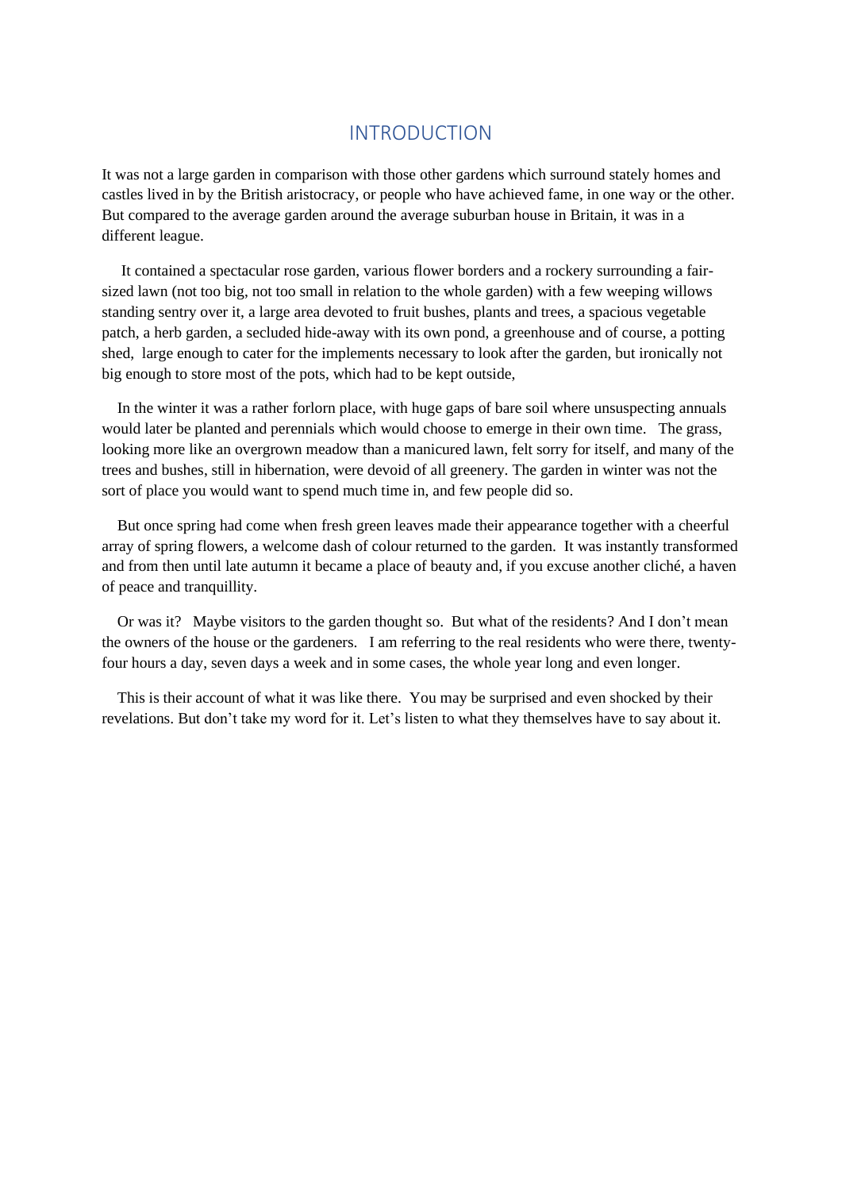# INTRODUCTION

It was not a large garden in comparison with those other gardens which surround stately homes and castles lived in by the British aristocracy, or people who have achieved fame, in one way or the other. But compared to the average garden around the average suburban house in Britain, it was in a different league.

It contained a spectacular rose garden, various flower borders and a rockery surrounding a fair-sized lawn (not too big, not too small in relation to the whole garden) with a few weeping willows standing sentry over it, a large area devoted to fruit bushes, plants and trees, a spacious vegetable patch, a herb garden, a secluded hide-away with its own pond, a greenhouse and of course, a potting shed, large enough to cater for the implements necessary to look after the garden, but ironically not big enough to store most of the pots, which had to be kept outside,

In the winter it was a rather forlorn place, with huge gaps of bare soil where unsuspecting annuals would later be planted and perennials which would choose to emerge in their own time. The grass, looking more like an overgrown meadow than a manicured lawn, felt sorry for itself, and many of the trees and bushes, still in hibernation, were devoid of all greenery. The garden in winter was not the sort of place you would want to spend much time in, and few people did so.

But once spring had come when fresh green leaves made their appearance together with a cheerful array of spring flowers, a welcome dash of colour returned to the garden. It was instantly transformed and from then until late autumn it became a place of beauty and, if you excuse another cliché, a haven of peace and tranquillity.

Or was it? Maybe visitors to the garden thought so. But what of the residents? And I don't mean the owners of the house or the gardeners. I am referring to the real residents who were there, twenty-four hours a day, seven days a week and in some cases, the whole year long and even longer.

This is their account of what it was like there. You may be surprised and even shocked by their revelations. But don't take my word for it. Let's listen to what they themselves have to say about it.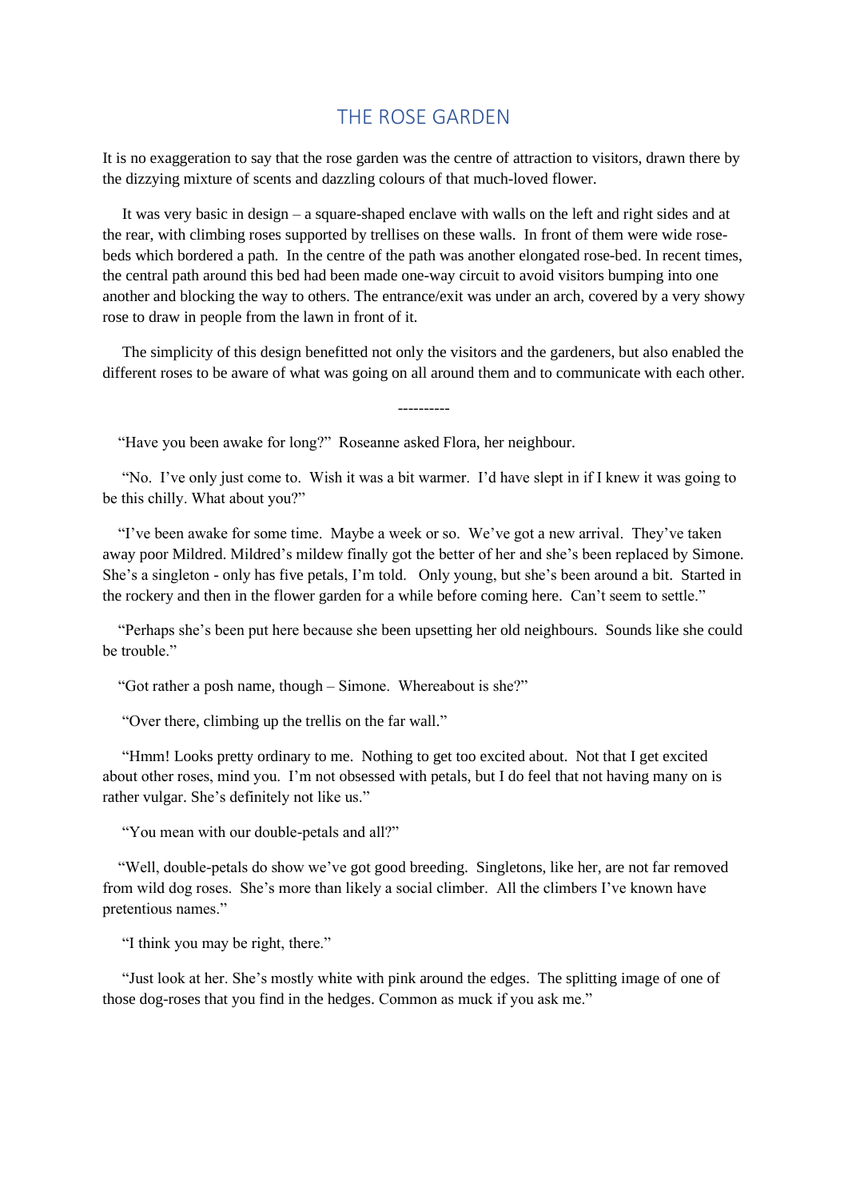# THE ROSE GARDEN

It is no exaggeration to say that the rose garden was the centre of attraction to visitors, drawn there by the dizzying mixture of scents and dazzling colours of that much-loved flower.

It was very basic in design – a square-shaped enclave with walls on the left and right sides and at the rear, with climbing roses supported by trellises on these walls. In front of them were wide rose-beds which bordered a path. In the centre of the path was another elongated rose-bed. In recent times, the central path around this bed had been made one-way circuit to avoid visitors bumping into one another and blocking the way to others. The entrance/exit was under an arch, covered by a very showy rose to draw in people from the lawn in front of it.

The simplicity of this design benefitted not only the visitors and the gardeners, but also enabled the different roses to be aware of what was going on all around them and to communicate with each other.

----------

"Have you been awake for long?" Roseanne asked Flora, her neighbour.

"No. I've only just come to. Wish it was a bit warmer. I'd have slept in if I knew it was going to be this chilly. What about you?"

"I've been awake for some time. Maybe a week or so. We've got a new arrival. They've taken away poor Mildred. Mildred's mildew finally got the better of her and she's been replaced by Simone. She's a singleton - only has five petals, I'm told. Only young, but she's been around a bit. Started in the rockery and then in the flower garden for a while before coming here. Can't seem to settle."

"Perhaps she's been put here because she been upsetting her old neighbours. Sounds like she could be trouble."

"Got rather a posh name, though – Simone. Whereabout is she?"

"Over there, climbing up the trellis on the far wall."

"Hmm! Looks pretty ordinary to me. Nothing to get too excited about. Not that I get excited about other roses, mind you. I'm not obsessed with petals, but I do feel that not having many on is rather vulgar. She's definitely not like us."

"You mean with our double-petals and all?"

"Well, double-petals do show we've got good breeding. Singletons, like her, are not far removed from wild dog roses. She's more than likely a social climber. All the climbers I've known have pretentious names."

"I think you may be right, there."

"Just look at her. She's mostly white with pink around the edges. The splitting image of one of those dog-roses that you find in the hedges. Common as muck if you ask me."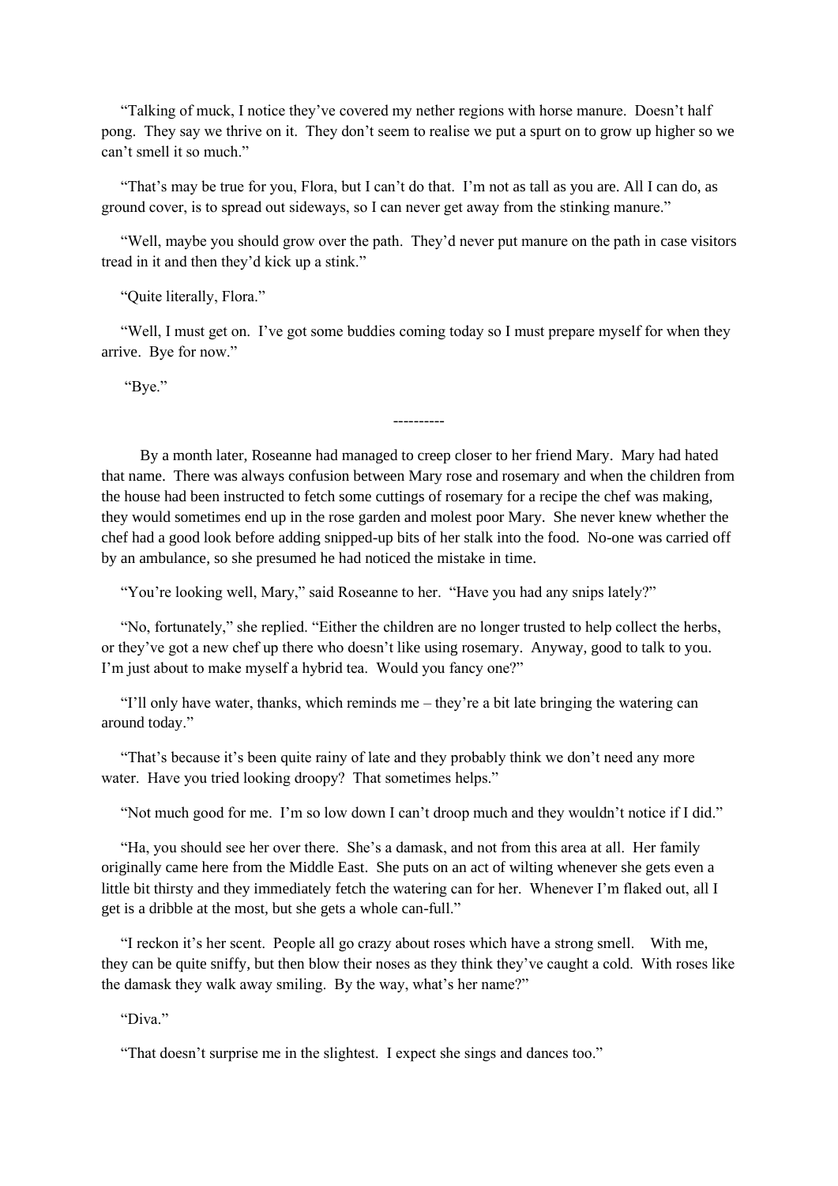"Talking of muck, I notice they've covered my nether regions with horse manure. Doesn't half pong. They say we thrive on it. They don't seem to realise we put a spurt on to grow up higher so we can't smell it so much."

"That's may be true for you, Flora, but I can't do that. I'm not as tall as you are. All I can do, as ground cover, is to spread out sideways, so I can never get away from the stinking manure."

"Well, maybe you should grow over the path. They'd never put manure on the path in case visitors tread in it and then they'd kick up a stink."

"Quite literally, Flora."

"Well, I must get on. I've got some buddies coming today so I must prepare myself for when they arrive. Bye for now."

"Bye."

----------

By a month later, Roseanne had managed to creep closer to her friend Mary. Mary had hated that name. There was always confusion between Mary rose and rosemary and when the children from the house had been instructed to fetch some cuttings of rosemary for a recipe the chef was making, they would sometimes end up in the rose garden and molest poor Mary. She never knew whether the chef had a good look before adding snipped-up bits of her stalk into the food. No-one was carried off by an ambulance, so she presumed he had noticed the mistake in time.

"You're looking well, Mary," said Roseanne to her. "Have you had any snips lately?"

"No, fortunately," she replied. "Either the children are no longer trusted to help collect the herbs, or they've got a new chef up there who doesn't like using rosemary. Anyway, good to talk to you. I'm just about to make myself a hybrid tea. Would you fancy one?"

"I'll only have water, thanks, which reminds me – they're a bit late bringing the watering can around today."

"That's because it's been quite rainy of late and they probably think we don't need any more water. Have you tried looking droopy? That sometimes helps."

"Not much good for me. I'm so low down I can't droop much and they wouldn't notice if I did."

"Ha, you should see her over there. She's a damask, and not from this area at all. Her family originally came here from the Middle East. She puts on an act of wilting whenever she gets even a little bit thirsty and they immediately fetch the watering can for her. Whenever I'm flaked out, all I get is a dribble at the most, but she gets a whole can-full."

"I reckon it's her scent. People all go crazy about roses which have a strong smell. With me, they can be quite sniffy, but then blow their noses as they think they've caught a cold. With roses like the damask they walk away smiling. By the way, what's her name?"

"Diva."

"That doesn't surprise me in the slightest. I expect she sings and dances too."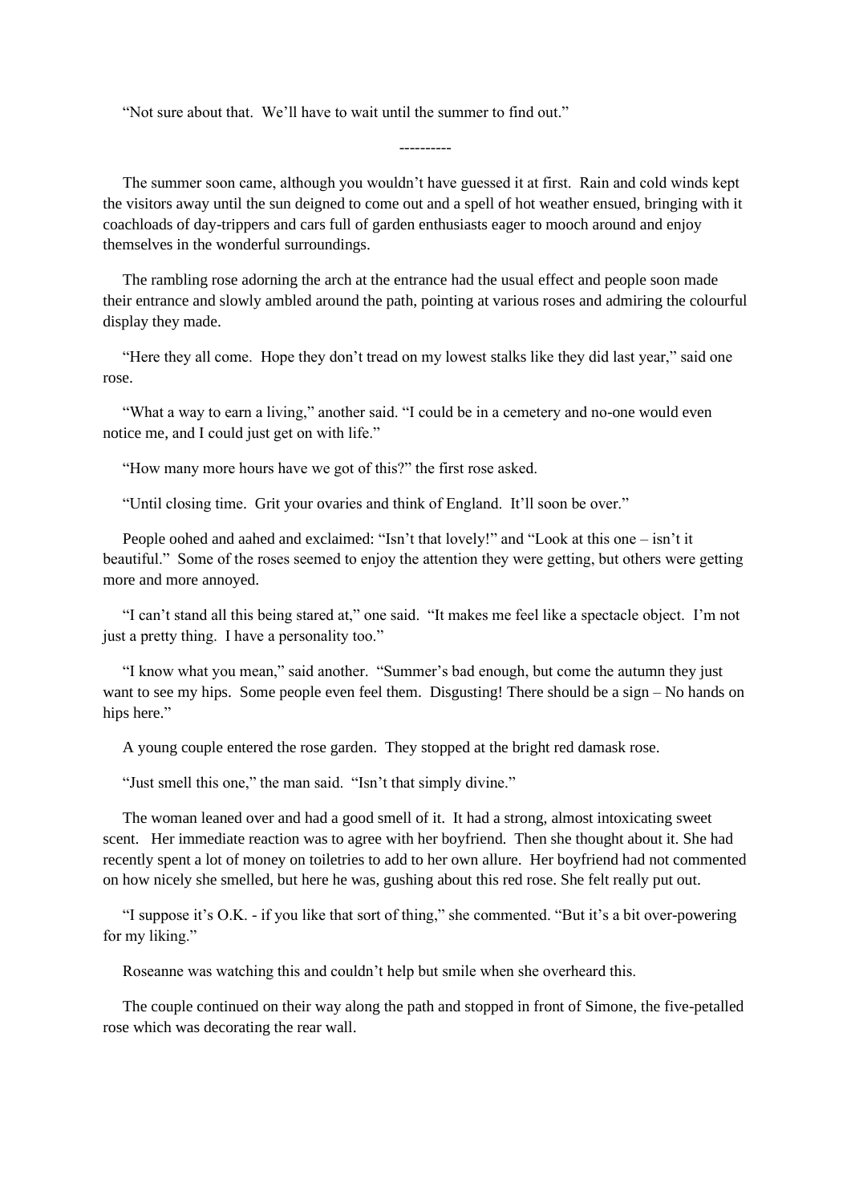"Not sure about that. We'll have to wait until the summer to find out."

----------

The summer soon came, although you wouldn't have guessed it at first. Rain and cold winds kept the visitors away until the sun deigned to come out and a spell of hot weather ensued, bringing with it coachloads of day-trippers and cars full of garden enthusiasts eager to mooch around and enjoy themselves in the wonderful surroundings.

The rambling rose adorning the arch at the entrance had the usual effect and people soon made their entrance and slowly ambled around the path, pointing at various roses and admiring the colourful display they made.

"Here they all come. Hope they don't tread on my lowest stalks like they did last year," said one rose.

"What a way to earn a living," another said. "I could be in a cemetery and no-one would even notice me, and I could just get on with life."

"How many more hours have we got of this?" the first rose asked.

"Until closing time. Grit your ovaries and think of England. It'll soon be over."

People oohed and aahed and exclaimed: "Isn't that lovely!" and "Look at this one – isn't it beautiful." Some of the roses seemed to enjoy the attention they were getting, but others were getting more and more annoyed.

"I can't stand all this being stared at," one said. "It makes me feel like a spectacle object. I'm not just a pretty thing. I have a personality too."

"I know what you mean," said another. "Summer's bad enough, but come the autumn they just want to see my hips. Some people even feel them. Disgusting! There should be a sign – No hands on hips here."

A young couple entered the rose garden. They stopped at the bright red damask rose.

"Just smell this one," the man said. "Isn't that simply divine."

The woman leaned over and had a good smell of it. It had a strong, almost intoxicating sweet scent. Her immediate reaction was to agree with her boyfriend. Then she thought about it. She had recently spent a lot of money on toiletries to add to her own allure. Her boyfriend had not commented on how nicely she smelled, but here he was, gushing about this red rose. She felt really put out.

"I suppose it's O.K. - if you like that sort of thing," she commented. "But it's a bit over-powering for my liking."

Roseanne was watching this and couldn't help but smile when she overheard this.

The couple continued on their way along the path and stopped in front of Simone, the five-petalled rose which was decorating the rear wall.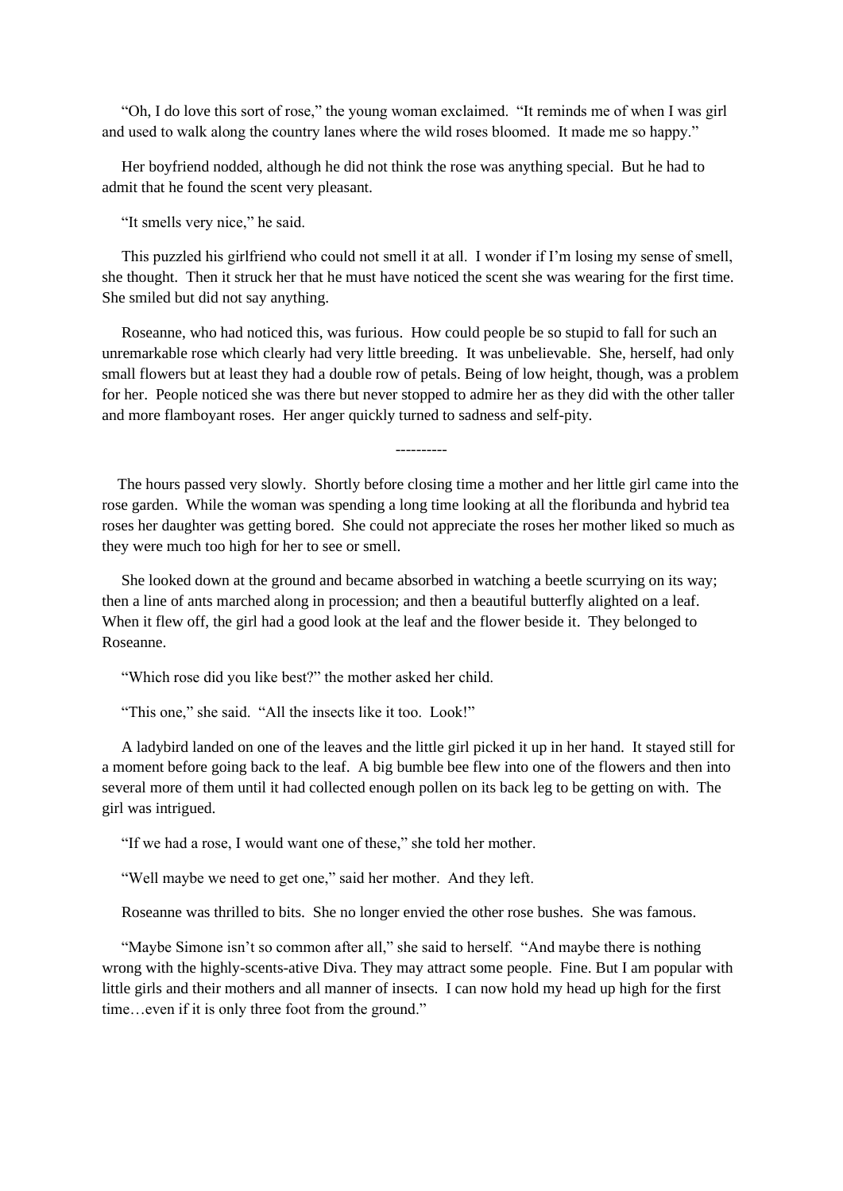"Oh, I do love this sort of rose," the young woman exclaimed. "It reminds me of when I was girl and used to walk along the country lanes where the wild roses bloomed. It made me so happy."

Her boyfriend nodded, although he did not think the rose was anything special. But he had to admit that he found the scent very pleasant.

"It smells very nice," he said.

This puzzled his girlfriend who could not smell it at all. I wonder if I'm losing my sense of smell, she thought. Then it struck her that he must have noticed the scent she was wearing for the first time. She smiled but did not say anything.

Roseanne, who had noticed this, was furious. How could people be so stupid to fall for such an unremarkable rose which clearly had very little breeding. It was unbelievable. She, herself, had only small flowers but at least they had a double row of petals. Being of low height, though, was a problem for her. People noticed she was there but never stopped to admire her as they did with the other taller and more flamboyant roses. Her anger quickly turned to sadness and self-pity.

----------

The hours passed very slowly. Shortly before closing time a mother and her little girl came into the rose garden. While the woman was spending a long time looking at all the floribunda and hybrid tea roses her daughter was getting bored. She could not appreciate the roses her mother liked so much as they were much too high for her to see or smell.

She looked down at the ground and became absorbed in watching a beetle scurrying on its way; then a line of ants marched along in procession; and then a beautiful butterfly alighted on a leaf. When it flew off, the girl had a good look at the leaf and the flower beside it. They belonged to Roseanne.

"Which rose did you like best?" the mother asked her child.

"This one," she said. "All the insects like it too. Look!"

A ladybird landed on one of the leaves and the little girl picked it up in her hand. It stayed still for a moment before going back to the leaf. A big bumble bee flew into one of the flowers and then into several more of them until it had collected enough pollen on its back leg to be getting on with. The girl was intrigued.

"If we had a rose, I would want one of these," she told her mother.

"Well maybe we need to get one," said her mother. And they left.

Roseanne was thrilled to bits. She no longer envied the other rose bushes. She was famous.

"Maybe Simone isn't so common after all," she said to herself. "And maybe there is nothing wrong with the highly-scents-ative Diva. They may attract some people. Fine. But I am popular with little girls and their mothers and all manner of insects. I can now hold my head up high for the first time…even if it is only three foot from the ground."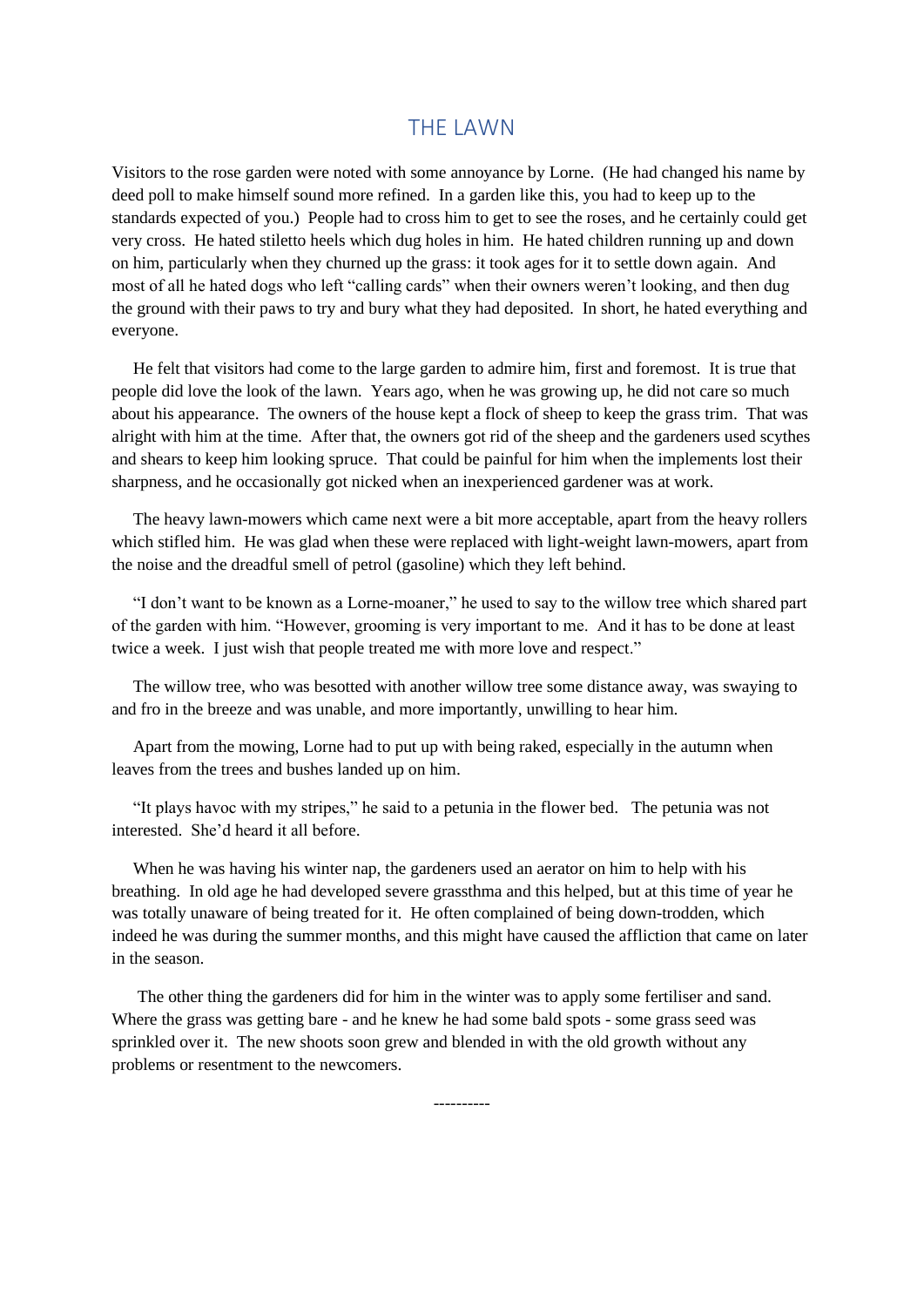# THE LAWN

Visitors to the rose garden were noted with some annoyance by Lorne. (He had changed his name by deed poll to make himself sound more refined. In a garden like this, you had to keep up to the standards expected of you.) People had to cross him to get to see the roses, and he certainly could get very cross. He hated stiletto heels which dug holes in him. He hated children running up and down on him, particularly when they churned up the grass: it took ages for it to settle down again. And most of all he hated dogs who left "calling cards" when their owners weren't looking, and then dug the ground with their paws to try and bury what they had deposited. In short, he hated everything and everyone.

He felt that visitors had come to the large garden to admire him, first and foremost. It is true that people did love the look of the lawn. Years ago, when he was growing up, he did not care so much about his appearance. The owners of the house kept a flock of sheep to keep the grass trim. That was alright with him at the time. After that, the owners got rid of the sheep and the gardeners used scythes and shears to keep him looking spruce. That could be painful for him when the implements lost their sharpness, and he occasionally got nicked when an inexperienced gardener was at work.

The heavy lawn-mowers which came next were a bit more acceptable, apart from the heavy rollers which stifled him. He was glad when these were replaced with light-weight lawn-mowers, apart from the noise and the dreadful smell of petrol (gasoline) which they left behind.

"I don't want to be known as a Lorne-moaner," he used to say to the willow tree which shared part of the garden with him. "However, grooming is very important to me. And it has to be done at least twice a week. I just wish that people treated me with more love and respect."

The willow tree, who was besotted with another willow tree some distance away, was swaying to and fro in the breeze and was unable, and more importantly, unwilling to hear him.

Apart from the mowing, Lorne had to put up with being raked, especially in the autumn when leaves from the trees and bushes landed up on him.

"It plays havoc with my stripes," he said to a petunia in the flower bed. The petunia was not interested. She'd heard it all before.

When he was having his winter nap, the gardeners used an aerator on him to help with his breathing. In old age he had developed severe grassthma and this helped, but at this time of year he was totally unaware of being treated for it. He often complained of being down-trodden, which indeed he was during the summer months, and this might have caused the affliction that came on later in the season.

The other thing the gardeners did for him in the winter was to apply some fertiliser and sand. Where the grass was getting bare - and he knew he had some bald spots - some grass seed was sprinkled over it. The new shoots soon grew and blended in with the old growth without any problems or resentment to the newcomers.

----------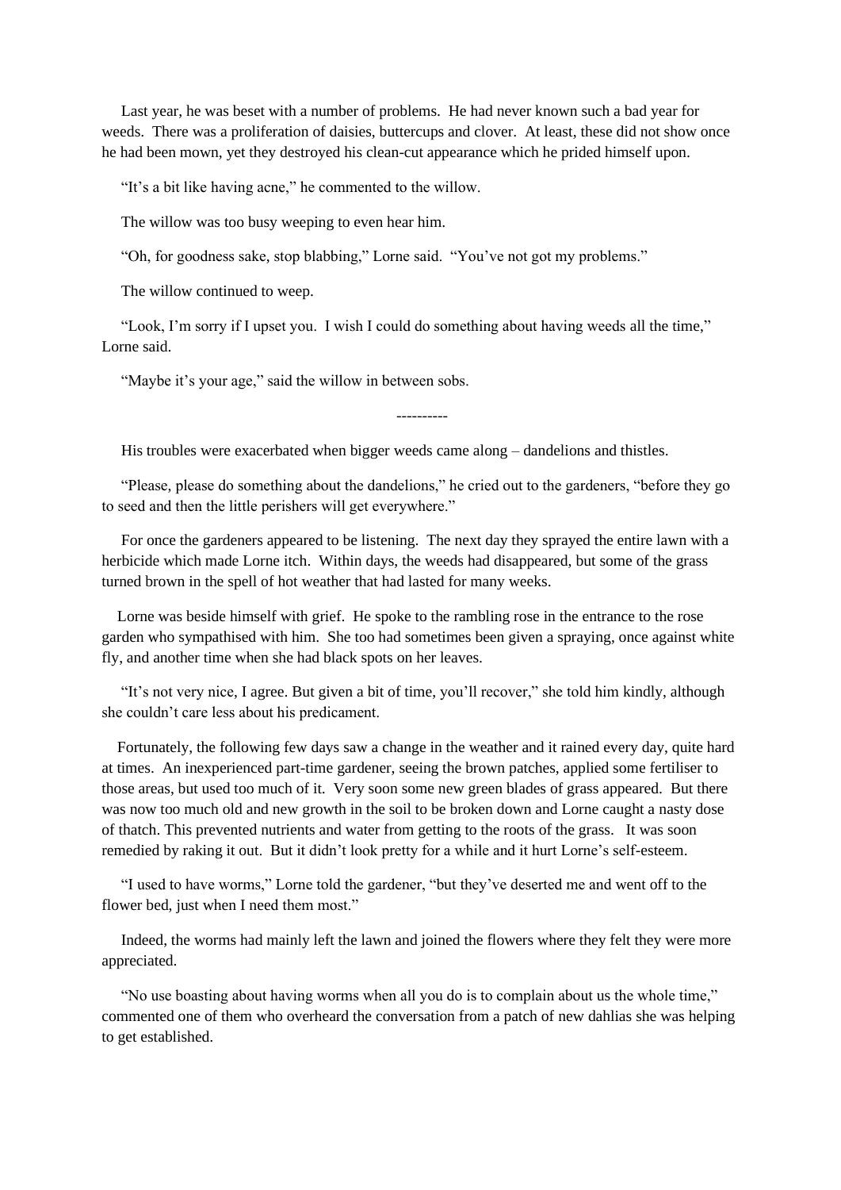Last year, he was beset with a number of problems. He had never known such a bad year for weeds. There was a proliferation of daisies, buttercups and clover. At least, these did not show once he had been mown, yet they destroyed his clean-cut appearance which he prided himself upon.

"It's a bit like having acne," he commented to the willow.

The willow was too busy weeping to even hear him.

"Oh, for goodness sake, stop blabbing," Lorne said. "You've not got my problems."

The willow continued to weep.

"Look, I'm sorry if I upset you. I wish I could do something about having weeds all the time," Lorne said.

"Maybe it's your age," said the willow in between sobs.

----------

His troubles were exacerbated when bigger weeds came along – dandelions and thistles.

"Please, please do something about the dandelions," he cried out to the gardeners, "before they go to seed and then the little perishers will get everywhere."

For once the gardeners appeared to be listening. The next day they sprayed the entire lawn with a herbicide which made Lorne itch. Within days, the weeds had disappeared, but some of the grass turned brown in the spell of hot weather that had lasted for many weeks.

Lorne was beside himself with grief. He spoke to the rambling rose in the entrance to the rose garden who sympathised with him. She too had sometimes been given a spraying, once against white fly, and another time when she had black spots on her leaves.

"It's not very nice, I agree. But given a bit of time, you'll recover," she told him kindly, although she couldn't care less about his predicament.

Fortunately, the following few days saw a change in the weather and it rained every day, quite hard at times. An inexperienced part-time gardener, seeing the brown patches, applied some fertiliser to those areas, but used too much of it. Very soon some new green blades of grass appeared. But there was now too much old and new growth in the soil to be broken down and Lorne caught a nasty dose of thatch. This prevented nutrients and water from getting to the roots of the grass. It was soon remedied by raking it out. But it didn't look pretty for a while and it hurt Lorne's self-esteem.

"I used to have worms," Lorne told the gardener, "but they've deserted me and went off to the flower bed, just when I need them most."

Indeed, the worms had mainly left the lawn and joined the flowers where they felt they were more appreciated.

"No use boasting about having worms when all you do is to complain about us the whole time," commented one of them who overheard the conversation from a patch of new dahlias she was helping to get established.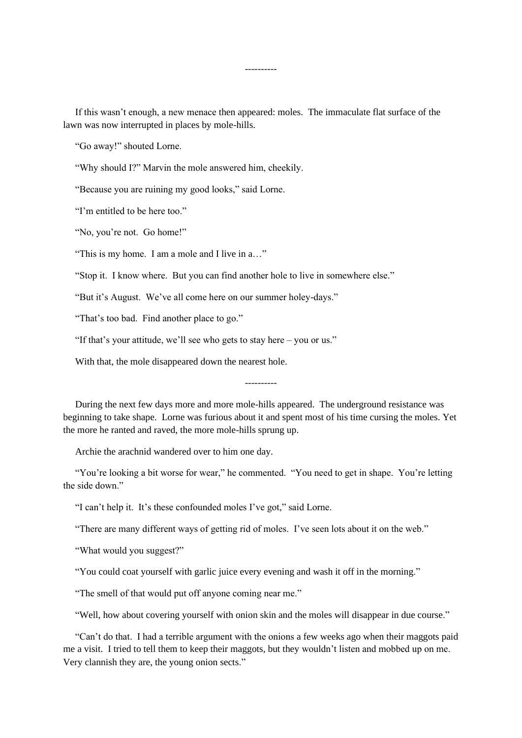----------

If this wasn't enough, a new menace then appeared: moles. The immaculate flat surface of the lawn was now interrupted in places by mole-hills.

"Go away!" shouted Lorne.

"Why should I?" Marvin the mole answered him, cheekily.

"Because you are ruining my good looks," said Lorne.

"I'm entitled to be here too."

"No, you're not. Go home!"

"This is my home. I am a mole and I live in a…"

"Stop it. I know where. But you can find another hole to live in somewhere else."

"But it's August. We've all come here on our summer holey-days."

"That's too bad. Find another place to go."

"If that's your attitude, we'll see who gets to stay here – you or us."

With that, the mole disappeared down the nearest hole.

----------

During the next few days more and more mole-hills appeared. The underground resistance was beginning to take shape. Lorne was furious about it and spent most of his time cursing the moles. Yet the more he ranted and raved, the more mole-hills sprung up.

Archie the arachnid wandered over to him one day.

"You're looking a bit worse for wear," he commented. "You need to get in shape. You're letting the side down."

"I can't help it. It's these confounded moles I've got," said Lorne.

"There are many different ways of getting rid of moles. I've seen lots about it on the web."

"What would you suggest?"

"You could coat yourself with garlic juice every evening and wash it off in the morning."

"The smell of that would put off anyone coming near me."

"Well, how about covering yourself with onion skin and the moles will disappear in due course."

"Can't do that. I had a terrible argument with the onions a few weeks ago when their maggots paid me a visit. I tried to tell them to keep their maggots, but they wouldn't listen and mobbed up on me. Very clannish they are, the young onion sects."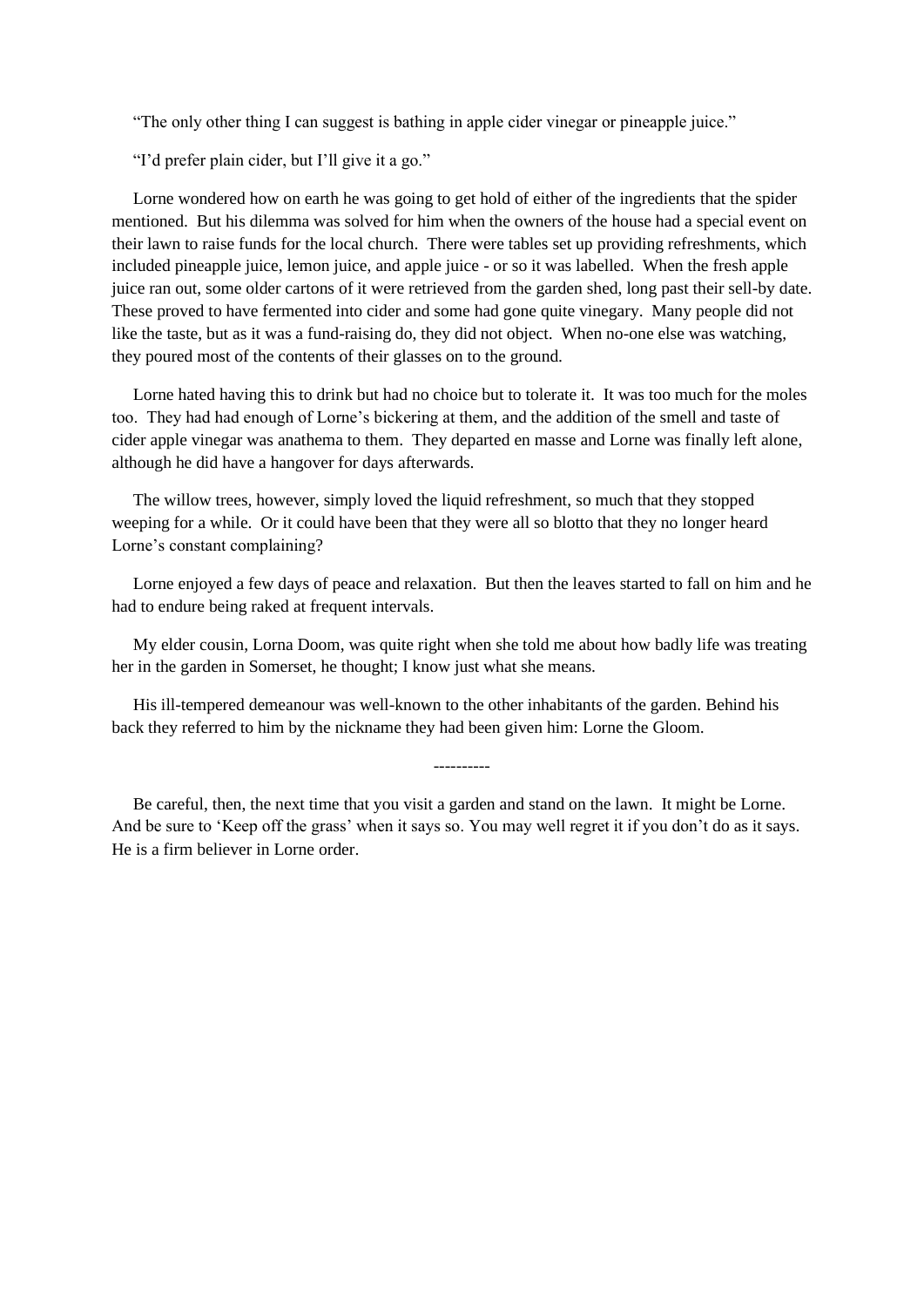"The only other thing I can suggest is bathing in apple cider vinegar or pineapple juice."

"I'd prefer plain cider, but I'll give it a go."

Lorne wondered how on earth he was going to get hold of either of the ingredients that the spider mentioned. But his dilemma was solved for him when the owners of the house had a special event on their lawn to raise funds for the local church. There were tables set up providing refreshments, which included pineapple juice, lemon juice, and apple juice - or so it was labelled. When the fresh apple juice ran out, some older cartons of it were retrieved from the garden shed, long past their sell-by date. These proved to have fermented into cider and some had gone quite vinegary. Many people did not like the taste, but as it was a fund-raising do, they did not object. When no-one else was watching, they poured most of the contents of their glasses on to the ground.

Lorne hated having this to drink but had no choice but to tolerate it. It was too much for the moles too. They had had enough of Lorne's bickering at them, and the addition of the smell and taste of cider apple vinegar was anathema to them. They departed en masse and Lorne was finally left alone, although he did have a hangover for days afterwards.

The willow trees, however, simply loved the liquid refreshment, so much that they stopped weeping for a while. Or it could have been that they were all so blotto that they no longer heard Lorne's constant complaining?

Lorne enjoyed a few days of peace and relaxation. But then the leaves started to fall on him and he had to endure being raked at frequent intervals.

My elder cousin, Lorna Doom, was quite right when she told me about how badly life was treating her in the garden in Somerset, he thought; I know just what she means.

His ill-tempered demeanour was well-known to the other inhabitants of the garden. Behind his back they referred to him by the nickname they had been given him: Lorne the Gloom.

----------

Be careful, then, the next time that you visit a garden and stand on the lawn. It might be Lorne. And be sure to 'Keep off the grass' when it says so. You may well regret it if you don't do as it says. He is a firm believer in Lorne order.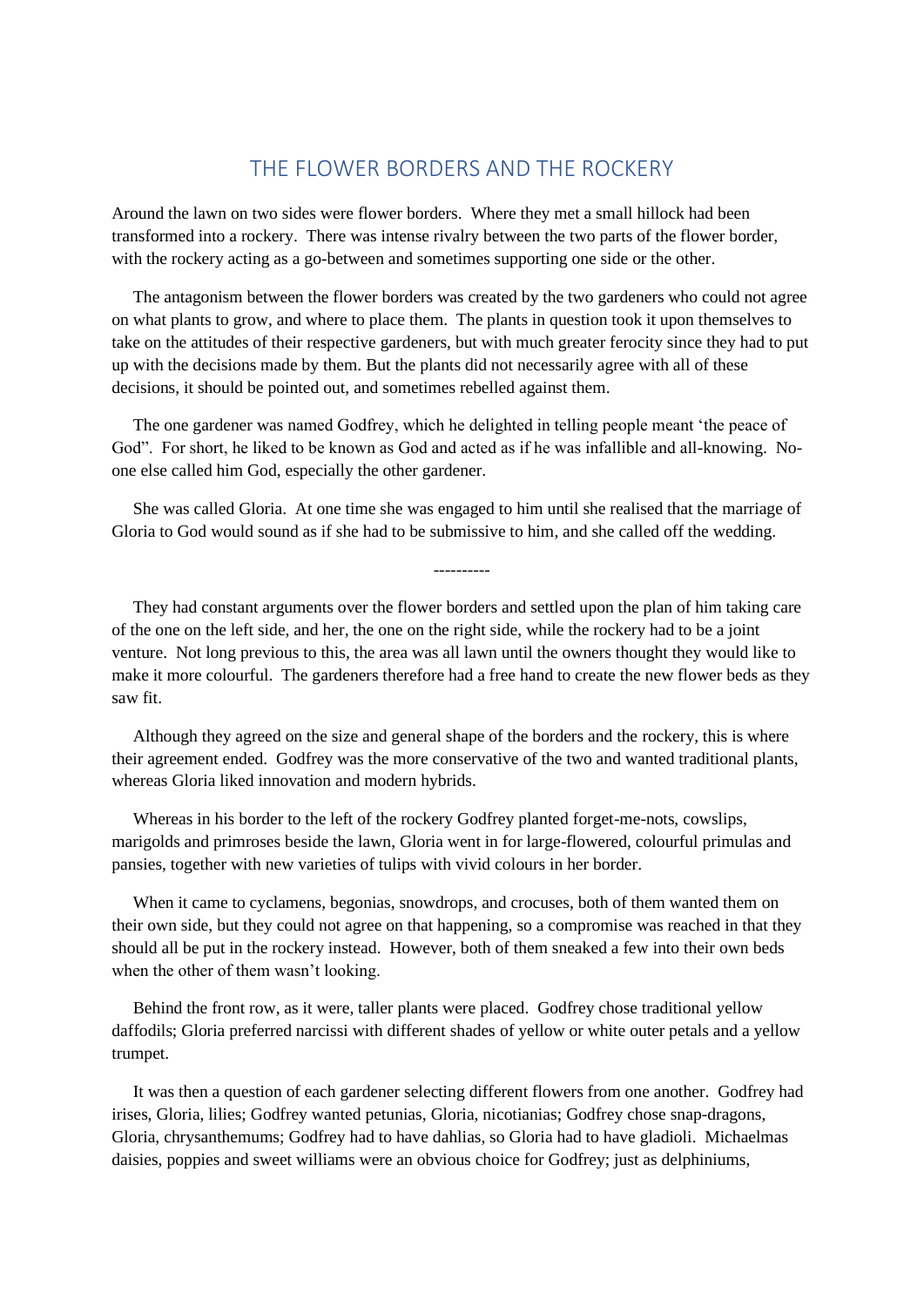# THE FLOWER BORDERS AND THE ROCKERY

Around the lawn on two sides were flower borders. Where they met a small hillock had been transformed into a rockery. There was intense rivalry between the two parts of the flower border, with the rockery acting as a go-between and sometimes supporting one side or the other.

The antagonism between the flower borders was created by the two gardeners who could not agree on what plants to grow, and where to place them. The plants in question took it upon themselves to take on the attitudes of their respective gardeners, but with much greater ferocity since they had to put up with the decisions made by them. But the plants did not necessarily agree with all of these decisions, it should be pointed out, and sometimes rebelled against them.

The one gardener was named Godfrey, which he delighted in telling people meant 'the peace of God". For short, he liked to be known as God and acted as if he was infallible and all-knowing. No-one else called him God, especially the other gardener.

She was called Gloria. At one time she was engaged to him until she realised that the marriage of Gloria to God would sound as if she had to be submissive to him, and she called off the wedding.

----------

They had constant arguments over the flower borders and settled upon the plan of him taking care of the one on the left side, and her, the one on the right side, while the rockery had to be a joint venture. Not long previous to this, the area was all lawn until the owners thought they would like to make it more colourful. The gardeners therefore had a free hand to create the new flower beds as they saw fit.

Although they agreed on the size and general shape of the borders and the rockery, this is where their agreement ended. Godfrey was the more conservative of the two and wanted traditional plants, whereas Gloria liked innovation and modern hybrids.

Whereas in his border to the left of the rockery Godfrey planted forget-me-nots, cowslips, marigolds and primroses beside the lawn, Gloria went in for large-flowered, colourful primulas and pansies, together with new varieties of tulips with vivid colours in her border.

When it came to cyclamens, begonias, snowdrops, and crocuses, both of them wanted them on their own side, but they could not agree on that happening, so a compromise was reached in that they should all be put in the rockery instead. However, both of them sneaked a few into their own beds when the other of them wasn't looking.

Behind the front row, as it were, taller plants were placed. Godfrey chose traditional yellow daffodils; Gloria preferred narcissi with different shades of yellow or white outer petals and a yellow trumpet.

It was then a question of each gardener selecting different flowers from one another. Godfrey had irises, Gloria, lilies; Godfrey wanted petunias, Gloria, nicotianias; Godfrey chose snap-dragons, Gloria, chrysanthemums; Godfrey had to have dahlias, so Gloria had to have gladioli. Michaelmas daisies, poppies and sweet williams were an obvious choice for Godfrey; just as delphiniums,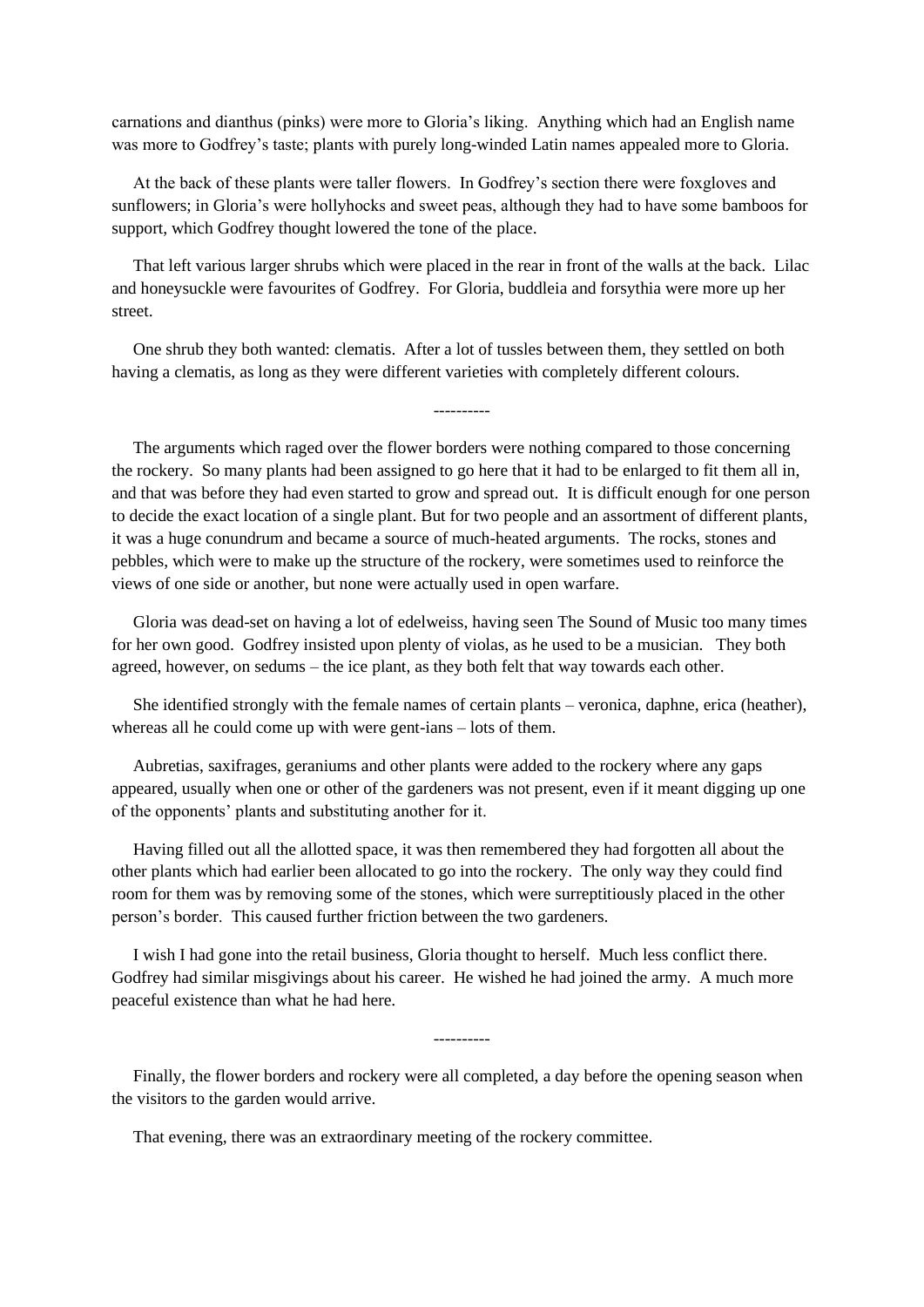carnations and dianthus (pinks) were more to Gloria's liking. Anything which had an English name was more to Godfrey's taste; plants with purely long-winded Latin names appealed more to Gloria.

At the back of these plants were taller flowers. In Godfrey's section there were foxgloves and sunflowers; in Gloria's were hollyhocks and sweet peas, although they had to have some bamboos for support, which Godfrey thought lowered the tone of the place.

That left various larger shrubs which were placed in the rear in front of the walls at the back. Lilac and honeysuckle were favourites of Godfrey. For Gloria, buddleia and forsythia were more up her street.

One shrub they both wanted: clematis. After a lot of tussles between them, they settled on both having a clematis, as long as they were different varieties with completely different colours.

----------

The arguments which raged over the flower borders were nothing compared to those concerning the rockery. So many plants had been assigned to go here that it had to be enlarged to fit them all in, and that was before they had even started to grow and spread out. It is difficult enough for one person to decide the exact location of a single plant. But for two people and an assortment of different plants, it was a huge conundrum and became a source of much-heated arguments. The rocks, stones and pebbles, which were to make up the structure of the rockery, were sometimes used to reinforce the views of one side or another, but none were actually used in open warfare.

Gloria was dead-set on having a lot of edelweiss, having seen The Sound of Music too many times for her own good. Godfrey insisted upon plenty of violas, as he used to be a musician. They both agreed, however, on sedums – the ice plant, as they both felt that way towards each other.

She identified strongly with the female names of certain plants – veronica, daphne, erica (heather), whereas all he could come up with were gent-ians – lots of them.

Aubretias, saxifrages, geraniums and other plants were added to the rockery where any gaps appeared, usually when one or other of the gardeners was not present, even if it meant digging up one of the opponents' plants and substituting another for it.

Having filled out all the allotted space, it was then remembered they had forgotten all about the other plants which had earlier been allocated to go into the rockery. The only way they could find room for them was by removing some of the stones, which were surreptitiously placed in the other person's border. This caused further friction between the two gardeners.

I wish I had gone into the retail business, Gloria thought to herself. Much less conflict there. Godfrey had similar misgivings about his career. He wished he had joined the army. A much more peaceful existence than what he had here.

----------

Finally, the flower borders and rockery were all completed, a day before the opening season when the visitors to the garden would arrive.

That evening, there was an extraordinary meeting of the rockery committee.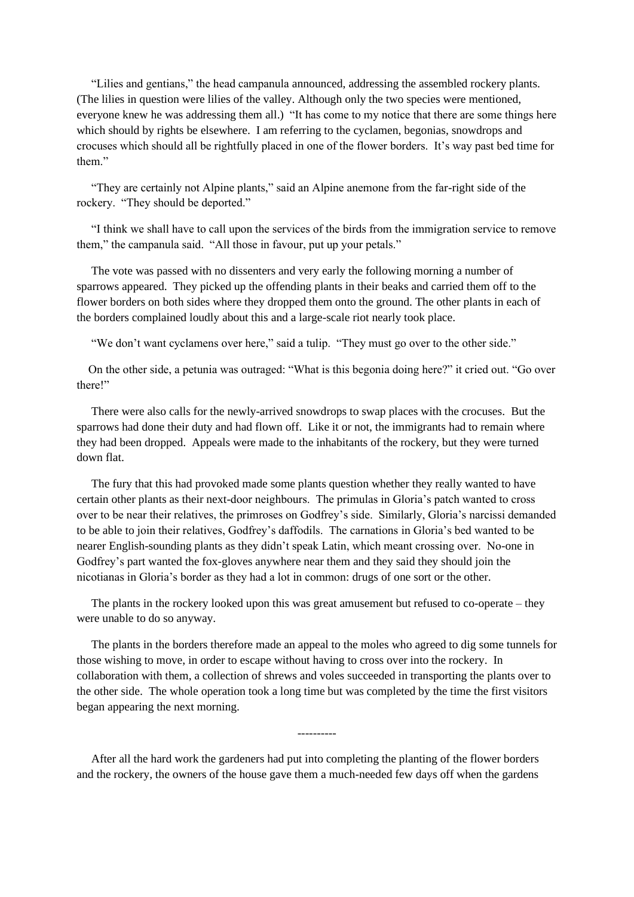"Lilies and gentians," the head campanula announced, addressing the assembled rockery plants. (The lilies in question were lilies of the valley. Although only the two species were mentioned, everyone knew he was addressing them all.) "It has come to my notice that there are some things here which should by rights be elsewhere. I am referring to the cyclamen, begonias, snowdrops and crocuses which should all be rightfully placed in one of the flower borders. It's way past bed time for them."

"They are certainly not Alpine plants," said an Alpine anemone from the far-right side of the rockery. "They should be deported."

"I think we shall have to call upon the services of the birds from the immigration service to remove them," the campanula said. "All those in favour, put up your petals."

The vote was passed with no dissenters and very early the following morning a number of sparrows appeared. They picked up the offending plants in their beaks and carried them off to the flower borders on both sides where they dropped them onto the ground. The other plants in each of the borders complained loudly about this and a large-scale riot nearly took place.

"We don't want cyclamens over here," said a tulip. "They must go over to the other side."

On the other side, a petunia was outraged: "What is this begonia doing here?" it cried out. "Go over there!"

There were also calls for the newly-arrived snowdrops to swap places with the crocuses. But the sparrows had done their duty and had flown off. Like it or not, the immigrants had to remain where they had been dropped. Appeals were made to the inhabitants of the rockery, but they were turned down flat.

The fury that this had provoked made some plants question whether they really wanted to have certain other plants as their next-door neighbours. The primulas in Gloria's patch wanted to cross over to be near their relatives, the primroses on Godfrey's side. Similarly, Gloria's narcissi demanded to be able to join their relatives, Godfrey's daffodils. The carnations in Gloria's bed wanted to be nearer English-sounding plants as they didn't speak Latin, which meant crossing over. No-one in Godfrey's part wanted the fox-gloves anywhere near them and they said they should join the nicotianas in Gloria's border as they had a lot in common: drugs of one sort or the other.

The plants in the rockery looked upon this was great amusement but refused to co-operate – they were unable to do so anyway.

The plants in the borders therefore made an appeal to the moles who agreed to dig some tunnels for those wishing to move, in order to escape without having to cross over into the rockery. In collaboration with them, a collection of shrews and voles succeeded in transporting the plants over to the other side. The whole operation took a long time but was completed by the time the first visitors began appearing the next morning.

----------

After all the hard work the gardeners had put into completing the planting of the flower borders and the rockery, the owners of the house gave them a much-needed few days off when the gardens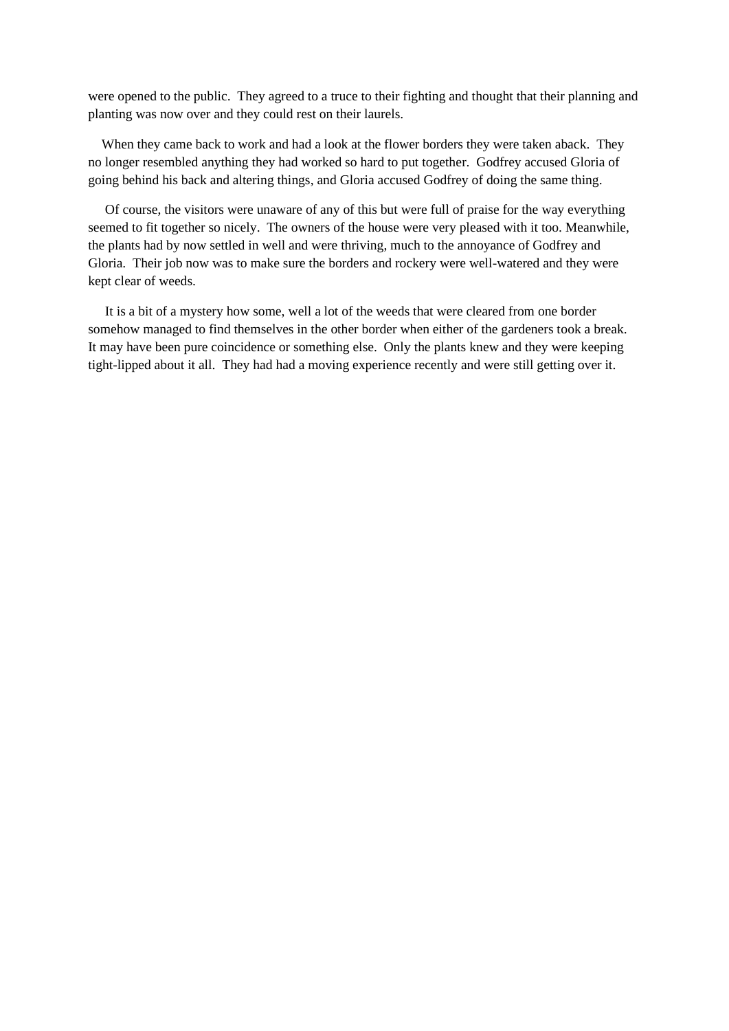were opened to the public. They agreed to a truce to their fighting and thought that their planning and planting was now over and they could rest on their laurels.

When they came back to work and had a look at the flower borders they were taken aback. They no longer resembled anything they had worked so hard to put together. Godfrey accused Gloria of going behind his back and altering things, and Gloria accused Godfrey of doing the same thing.

Of course, the visitors were unaware of any of this but were full of praise for the way everything seemed to fit together so nicely. The owners of the house were very pleased with it too. Meanwhile, the plants had by now settled in well and were thriving, much to the annoyance of Godfrey and Gloria. Their job now was to make sure the borders and rockery were well-watered and they were kept clear of weeds.

It is a bit of a mystery how some, well a lot of the weeds that were cleared from one border somehow managed to find themselves in the other border when either of the gardeners took a break. It may have been pure coincidence or something else. Only the plants knew and they were keeping tight-lipped about it all. They had had a moving experience recently and were still getting over it.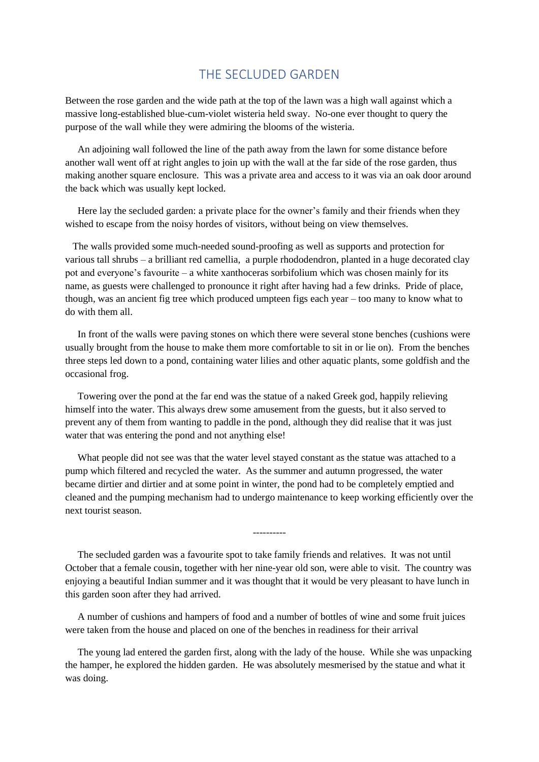# THE SECLUDED GARDEN

Between the rose garden and the wide path at the top of the lawn was a high wall against which a massive long-established blue-cum-violet wisteria held sway. No-one ever thought to query the purpose of the wall while they were admiring the blooms of the wisteria.

An adjoining wall followed the line of the path away from the lawn for some distance before another wall went off at right angles to join up with the wall at the far side of the rose garden, thus making another square enclosure. This was a private area and access to it was via an oak door around the back which was usually kept locked.

Here lay the secluded garden: a private place for the owner's family and their friends when they wished to escape from the noisy hordes of visitors, without being on view themselves.

The walls provided some much-needed sound-proofing as well as supports and protection for various tall shrubs – a brilliant red camellia, a purple rhododendron, planted in a huge decorated clay pot and everyone's favourite – a white xanthoceras sorbifolium which was chosen mainly for its name, as guests were challenged to pronounce it right after having had a few drinks. Pride of place, though, was an ancient fig tree which produced umpteen figs each year – too many to know what to do with them all.

In front of the walls were paving stones on which there were several stone benches (cushions were usually brought from the house to make them more comfortable to sit in or lie on). From the benches three steps led down to a pond, containing water lilies and other aquatic plants, some goldfish and the occasional frog.

Towering over the pond at the far end was the statue of a naked Greek god, happily relieving himself into the water. This always drew some amusement from the guests, but it also served to prevent any of them from wanting to paddle in the pond, although they did realise that it was just water that was entering the pond and not anything else!

What people did not see was that the water level stayed constant as the statue was attached to a pump which filtered and recycled the water. As the summer and autumn progressed, the water became dirtier and dirtier and at some point in winter, the pond had to be completely emptied and cleaned and the pumping mechanism had to undergo maintenance to keep working efficiently over the next tourist season.

----------

The secluded garden was a favourite spot to take family friends and relatives. It was not until October that a female cousin, together with her nine-year old son, were able to visit. The country was enjoying a beautiful Indian summer and it was thought that it would be very pleasant to have lunch in this garden soon after they had arrived.

A number of cushions and hampers of food and a number of bottles of wine and some fruit juices were taken from the house and placed on one of the benches in readiness for their arrival

The young lad entered the garden first, along with the lady of the house. While she was unpacking the hamper, he explored the hidden garden. He was absolutely mesmerised by the statue and what it was doing.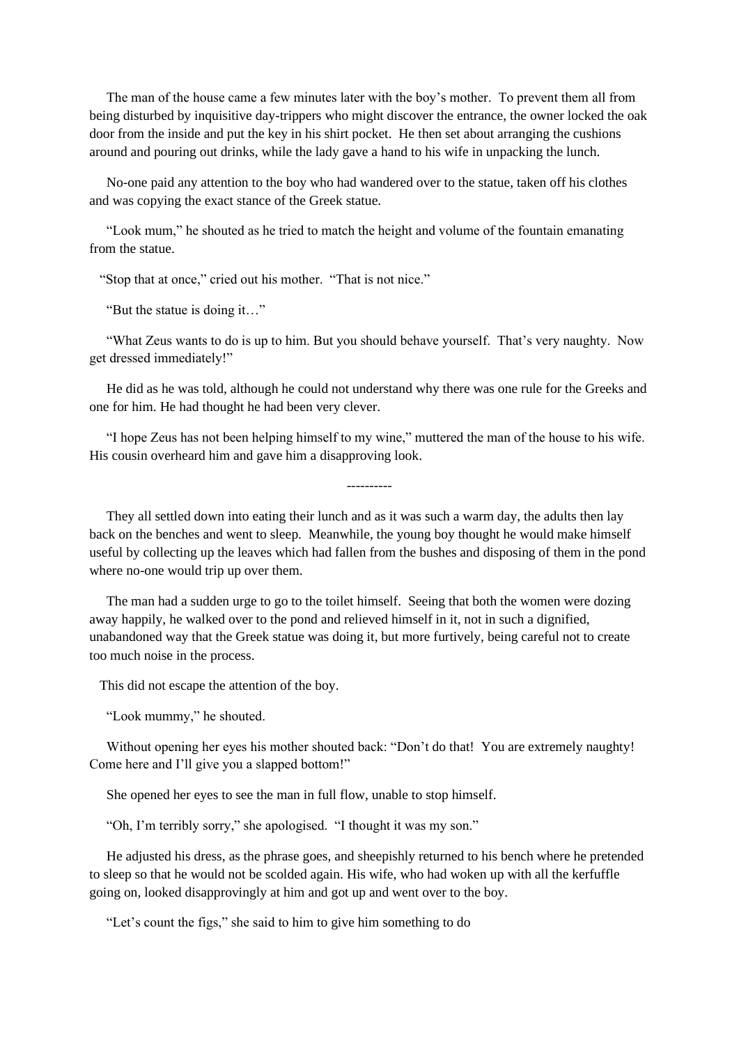The man of the house came a few minutes later with the boy's mother. To prevent them all from being disturbed by inquisitive day-trippers who might discover the entrance, the owner locked the oak door from the inside and put the key in his shirt pocket. He then set about arranging the cushions around and pouring out drinks, while the lady gave a hand to his wife in unpacking the lunch.

No-one paid any attention to the boy who had wandered over to the statue, taken off his clothes and was copying the exact stance of the Greek statue.

"Look mum," he shouted as he tried to match the height and volume of the fountain emanating from the statue.

"Stop that at once," cried out his mother. "That is not nice."

"But the statue is doing it…"

"What Zeus wants to do is up to him. But you should behave yourself. That's very naughty. Now get dressed immediately!"

He did as he was told, although he could not understand why there was one rule for the Greeks and one for him. He had thought he had been very clever.

"I hope Zeus has not been helping himself to my wine," muttered the man of the house to his wife. His cousin overheard him and gave him a disapproving look.

----------

They all settled down into eating their lunch and as it was such a warm day, the adults then lay back on the benches and went to sleep. Meanwhile, the young boy thought he would make himself useful by collecting up the leaves which had fallen from the bushes and disposing of them in the pond where no-one would trip up over them.

The man had a sudden urge to go to the toilet himself. Seeing that both the women were dozing away happily, he walked over to the pond and relieved himself in it, not in such a dignified, unabandoned way that the Greek statue was doing it, but more furtively, being careful not to create too much noise in the process.

This did not escape the attention of the boy.

"Look mummy," he shouted.

Without opening her eyes his mother shouted back: "Don't do that! You are extremely naughty! Come here and I'll give you a slapped bottom!"

She opened her eyes to see the man in full flow, unable to stop himself.

"Oh, I'm terribly sorry," she apologised. "I thought it was my son."

He adjusted his dress, as the phrase goes, and sheepishly returned to his bench where he pretended to sleep so that he would not be scolded again. His wife, who had woken up with all the kerfuffle going on, looked disapprovingly at him and got up and went over to the boy.

"Let's count the figs," she said to him to give him something to do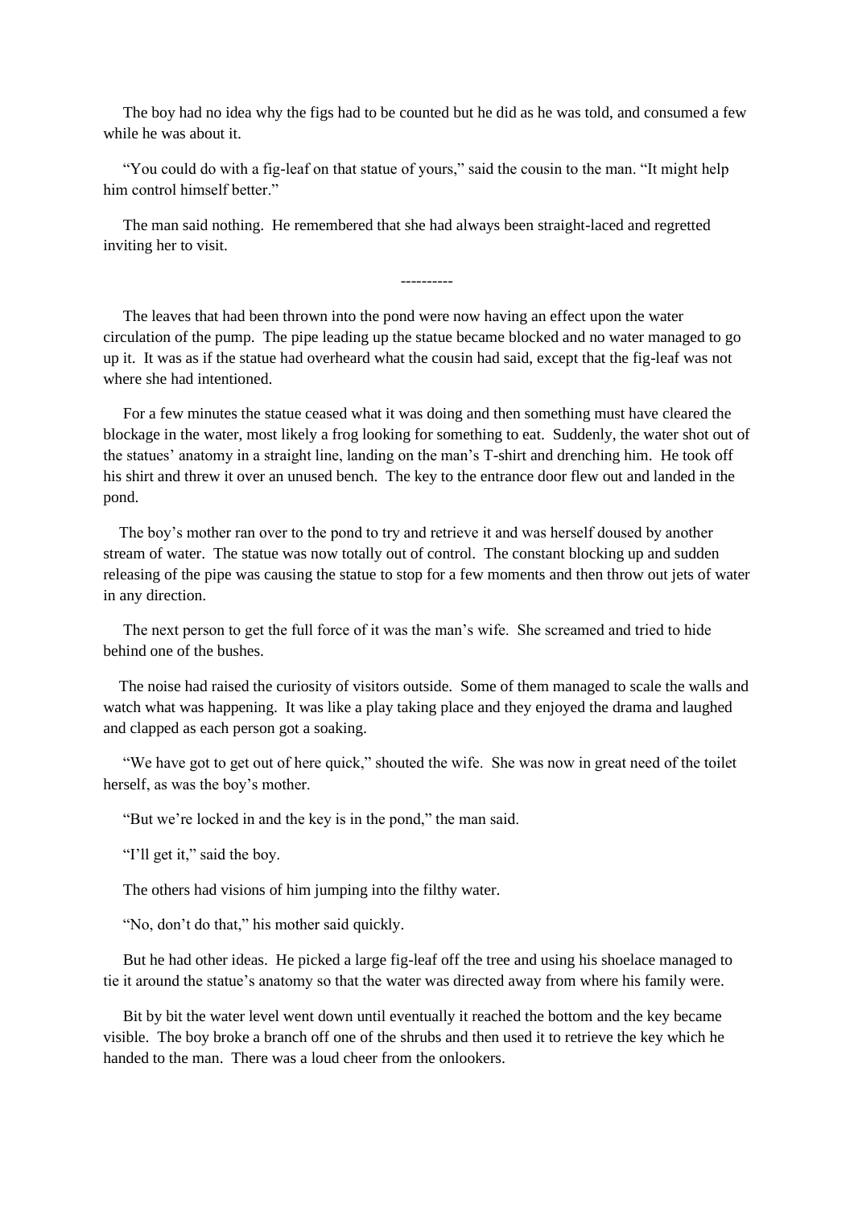The boy had no idea why the figs had to be counted but he did as he was told, and consumed a few while he was about it.

"You could do with a fig-leaf on that statue of yours," said the cousin to the man. "It might help him control himself better."

The man said nothing. He remembered that she had always been straight-laced and regretted inviting her to visit.

----------

The leaves that had been thrown into the pond were now having an effect upon the water circulation of the pump. The pipe leading up the statue became blocked and no water managed to go up it. It was as if the statue had overheard what the cousin had said, except that the fig-leaf was not where she had intentioned.

For a few minutes the statue ceased what it was doing and then something must have cleared the blockage in the water, most likely a frog looking for something to eat. Suddenly, the water shot out of the statues' anatomy in a straight line, landing on the man's T-shirt and drenching him. He took off his shirt and threw it over an unused bench. The key to the entrance door flew out and landed in the pond.

The boy's mother ran over to the pond to try and retrieve it and was herself doused by another stream of water. The statue was now totally out of control. The constant blocking up and sudden releasing of the pipe was causing the statue to stop for a few moments and then throw out jets of water in any direction.

The next person to get the full force of it was the man's wife. She screamed and tried to hide behind one of the bushes.

The noise had raised the curiosity of visitors outside. Some of them managed to scale the walls and watch what was happening. It was like a play taking place and they enjoyed the drama and laughed and clapped as each person got a soaking.

"We have got to get out of here quick," shouted the wife. She was now in great need of the toilet herself, as was the boy's mother.

"But we're locked in and the key is in the pond," the man said.

"I'll get it," said the boy.

The others had visions of him jumping into the filthy water.

"No, don't do that," his mother said quickly.

But he had other ideas. He picked a large fig-leaf off the tree and using his shoelace managed to tie it around the statue's anatomy so that the water was directed away from where his family were.

Bit by bit the water level went down until eventually it reached the bottom and the key became visible. The boy broke a branch off one of the shrubs and then used it to retrieve the key which he handed to the man. There was a loud cheer from the onlookers.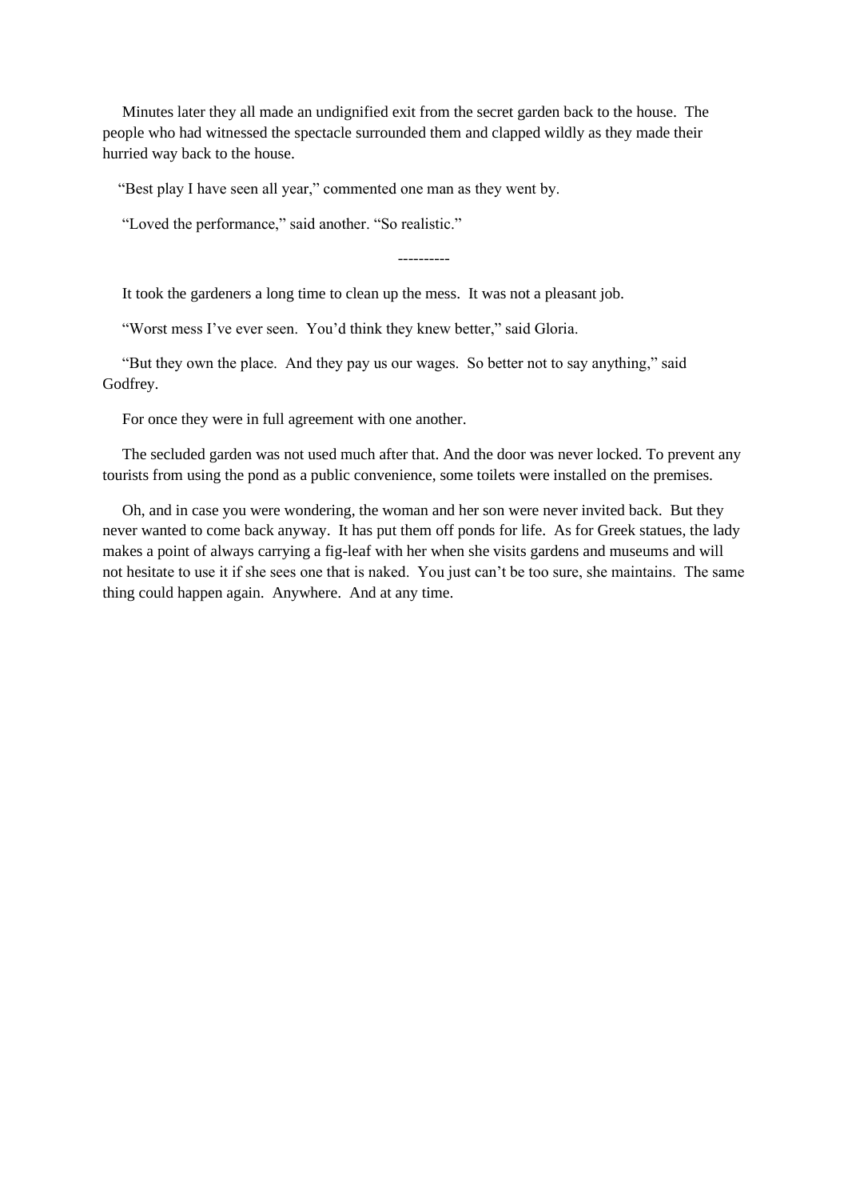Minutes later they all made an undignified exit from the secret garden back to the house. The people who had witnessed the spectacle surrounded them and clapped wildly as they made their hurried way back to the house.

"Best play I have seen all year," commented one man as they went by.

"Loved the performance," said another. "So realistic."

----------

It took the gardeners a long time to clean up the mess. It was not a pleasant job.

"Worst mess I've ever seen. You'd think they knew better," said Gloria.

"But they own the place. And they pay us our wages. So better not to say anything," said Godfrey.

For once they were in full agreement with one another.

The secluded garden was not used much after that. And the door was never locked. To prevent any tourists from using the pond as a public convenience, some toilets were installed on the premises.

Oh, and in case you were wondering, the woman and her son were never invited back. But they never wanted to come back anyway. It has put them off ponds for life. As for Greek statues, the lady makes a point of always carrying a fig-leaf with her when she visits gardens and museums and will not hesitate to use it if she sees one that is naked. You just can't be too sure, she maintains. The same thing could happen again. Anywhere. And at any time.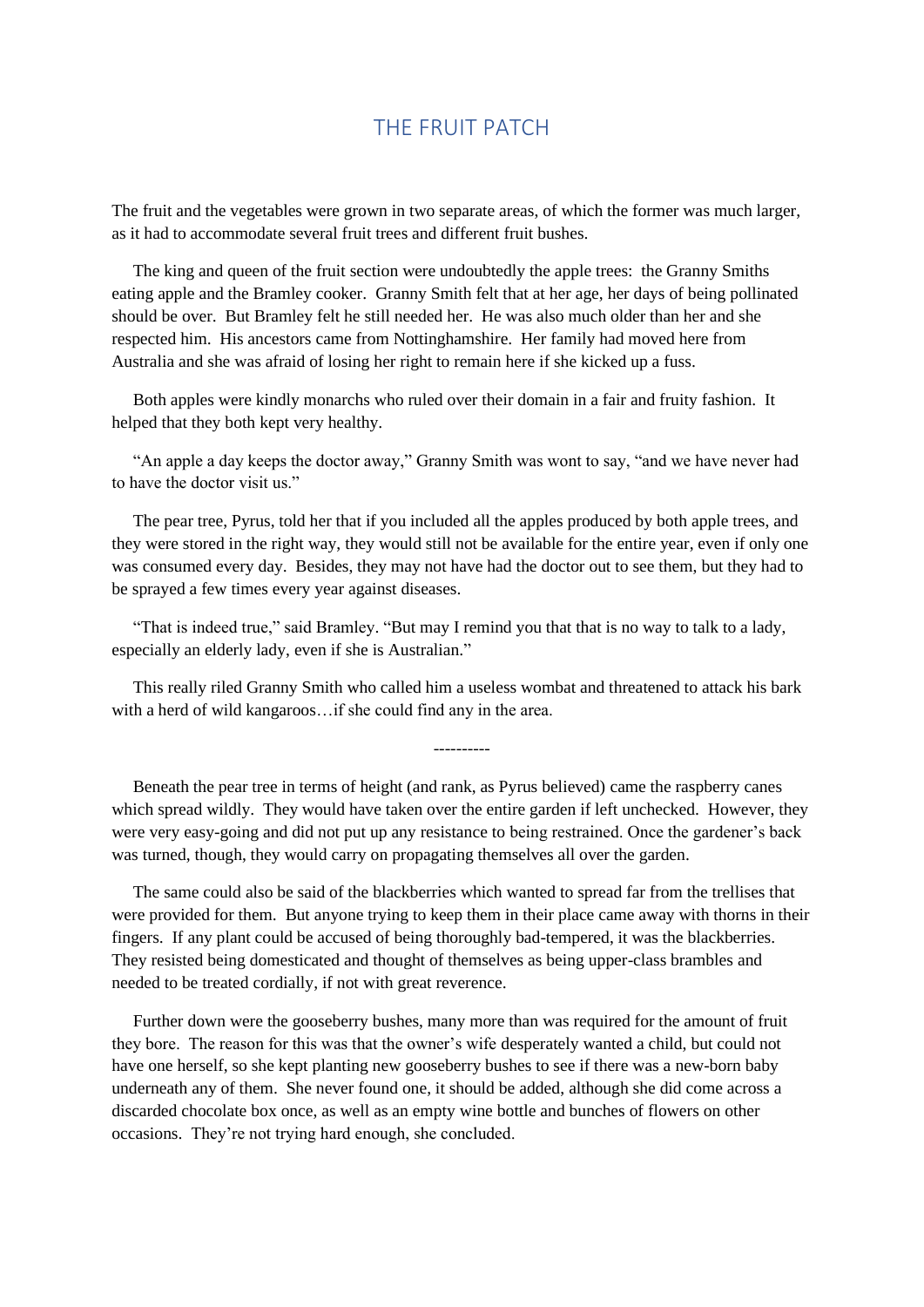# THE FRUIT PATCH

The fruit and the vegetables were grown in two separate areas, of which the former was much larger, as it had to accommodate several fruit trees and different fruit bushes.

The king and queen of the fruit section were undoubtedly the apple trees: the Granny Smiths eating apple and the Bramley cooker. Granny Smith felt that at her age, her days of being pollinated should be over. But Bramley felt he still needed her. He was also much older than her and she respected him. His ancestors came from Nottinghamshire. Her family had moved here from Australia and she was afraid of losing her right to remain here if she kicked up a fuss.

Both apples were kindly monarchs who ruled over their domain in a fair and fruity fashion. It helped that they both kept very healthy.

"An apple a day keeps the doctor away," Granny Smith was wont to say, "and we have never had to have the doctor visit us."

The pear tree, Pyrus, told her that if you included all the apples produced by both apple trees, and they were stored in the right way, they would still not be available for the entire year, even if only one was consumed every day. Besides, they may not have had the doctor out to see them, but they had to be sprayed a few times every year against diseases.

"That is indeed true," said Bramley. "But may I remind you that that is no way to talk to a lady, especially an elderly lady, even if she is Australian."

This really riled Granny Smith who called him a useless wombat and threatened to attack his bark with a herd of wild kangaroos…if she could find any in the area.

----------

Beneath the pear tree in terms of height (and rank, as Pyrus believed) came the raspberry canes which spread wildly. They would have taken over the entire garden if left unchecked. However, they were very easy-going and did not put up any resistance to being restrained. Once the gardener's back was turned, though, they would carry on propagating themselves all over the garden.

The same could also be said of the blackberries which wanted to spread far from the trellises that were provided for them. But anyone trying to keep them in their place came away with thorns in their fingers. If any plant could be accused of being thoroughly bad-tempered, it was the blackberries. They resisted being domesticated and thought of themselves as being upper-class brambles and needed to be treated cordially, if not with great reverence.

Further down were the gooseberry bushes, many more than was required for the amount of fruit they bore. The reason for this was that the owner's wife desperately wanted a child, but could not have one herself, so she kept planting new gooseberry bushes to see if there was a new-born baby underneath any of them. She never found one, it should be added, although she did come across a discarded chocolate box once, as well as an empty wine bottle and bunches of flowers on other occasions. They're not trying hard enough, she concluded.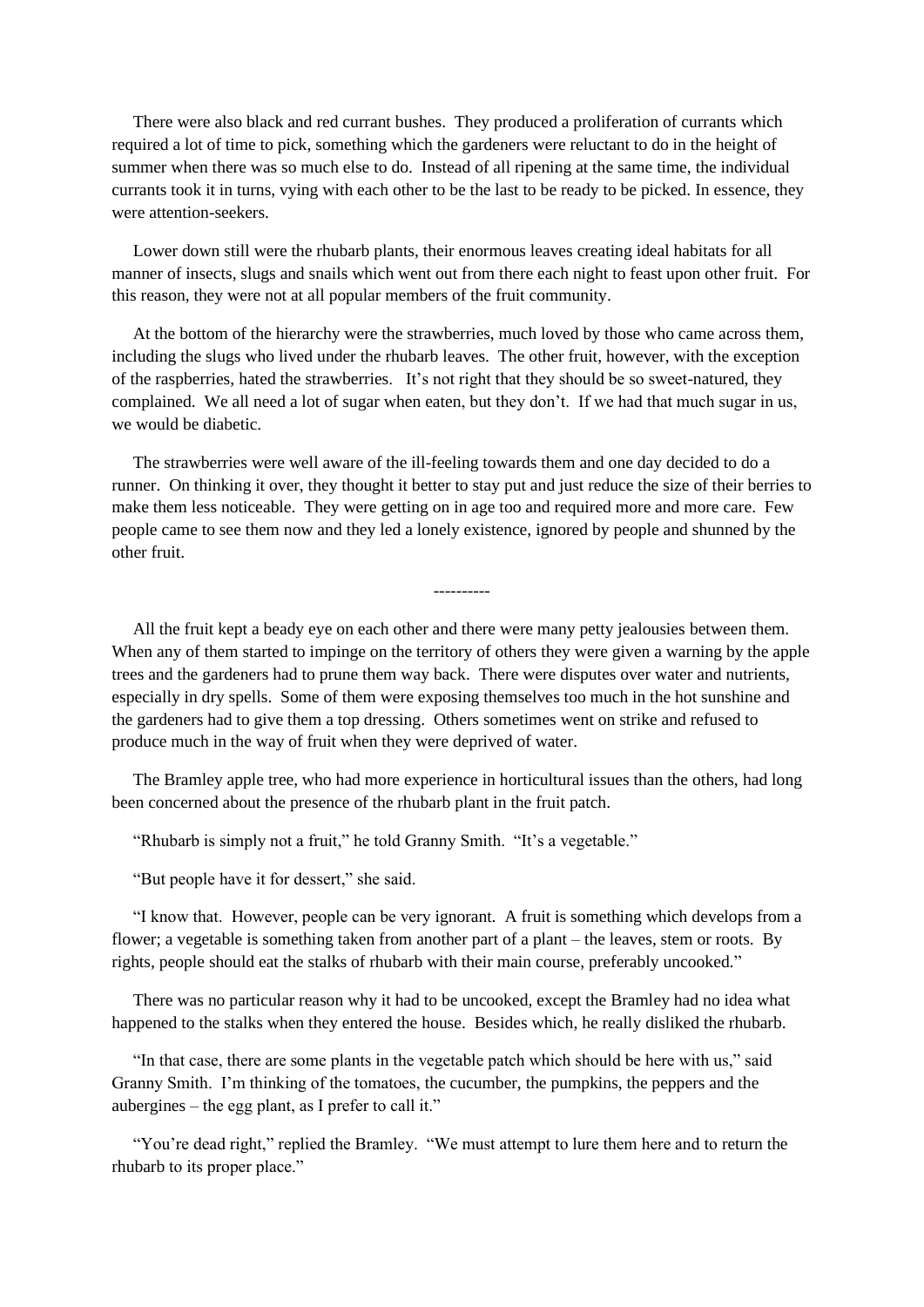There were also black and red currant bushes. They produced a proliferation of currants which required a lot of time to pick, something which the gardeners were reluctant to do in the height of summer when there was so much else to do. Instead of all ripening at the same time, the individual currants took it in turns, vying with each other to be the last to be ready to be picked. In essence, they were attention-seekers.

Lower down still were the rhubarb plants, their enormous leaves creating ideal habitats for all manner of insects, slugs and snails which went out from there each night to feast upon other fruit. For this reason, they were not at all popular members of the fruit community.

At the bottom of the hierarchy were the strawberries, much loved by those who came across them, including the slugs who lived under the rhubarb leaves. The other fruit, however, with the exception of the raspberries, hated the strawberries. It's not right that they should be so sweet-natured, they complained. We all need a lot of sugar when eaten, but they don't. If we had that much sugar in us, we would be diabetic.

The strawberries were well aware of the ill-feeling towards them and one day decided to do a runner. On thinking it over, they thought it better to stay put and just reduce the size of their berries to make them less noticeable. They were getting on in age too and required more and more care. Few people came to see them now and they led a lonely existence, ignored by people and shunned by the other fruit.

----------

All the fruit kept a beady eye on each other and there were many petty jealousies between them. When any of them started to impinge on the territory of others they were given a warning by the apple trees and the gardeners had to prune them way back. There were disputes over water and nutrients, especially in dry spells. Some of them were exposing themselves too much in the hot sunshine and the gardeners had to give them a top dressing. Others sometimes went on strike and refused to produce much in the way of fruit when they were deprived of water.

The Bramley apple tree, who had more experience in horticultural issues than the others, had long been concerned about the presence of the rhubarb plant in the fruit patch.

"Rhubarb is simply not a fruit," he told Granny Smith. "It's a vegetable."

"But people have it for dessert," she said.

"I know that. However, people can be very ignorant. A fruit is something which develops from a flower; a vegetable is something taken from another part of a plant – the leaves, stem or roots. By rights, people should eat the stalks of rhubarb with their main course, preferably uncooked."

There was no particular reason why it had to be uncooked, except the Bramley had no idea what happened to the stalks when they entered the house. Besides which, he really disliked the rhubarb.

"In that case, there are some plants in the vegetable patch which should be here with us," said Granny Smith. I'm thinking of the tomatoes, the cucumber, the pumpkins, the peppers and the aubergines – the egg plant, as I prefer to call it."

"You're dead right," replied the Bramley. "We must attempt to lure them here and to return the rhubarb to its proper place."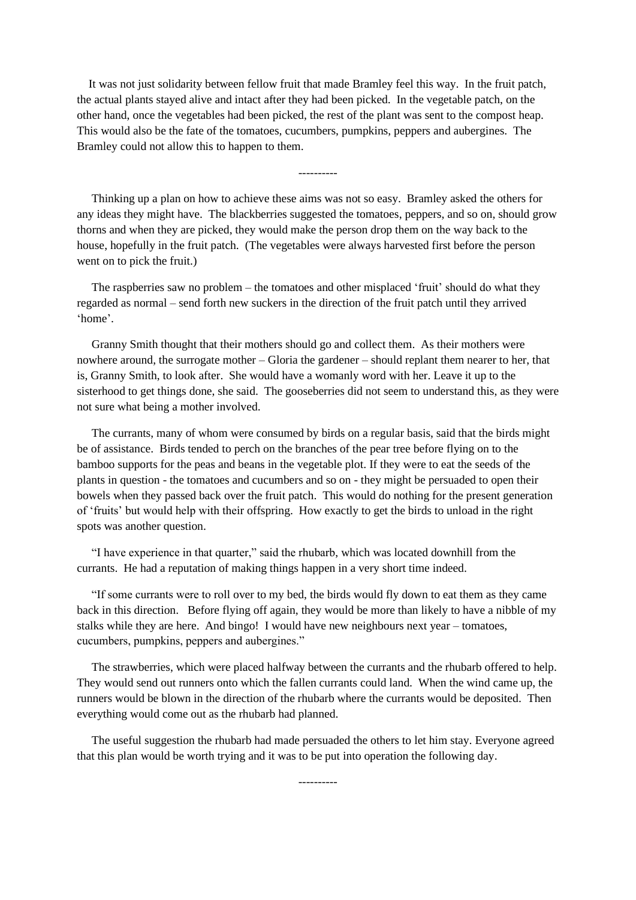It was not just solidarity between fellow fruit that made Bramley feel this way. In the fruit patch, the actual plants stayed alive and intact after they had been picked. In the vegetable patch, on the other hand, once the vegetables had been picked, the rest of the plant was sent to the compost heap. This would also be the fate of the tomatoes, cucumbers, pumpkins, peppers and aubergines. The Bramley could not allow this to happen to them.

----------

Thinking up a plan on how to achieve these aims was not so easy. Bramley asked the others for any ideas they might have. The blackberries suggested the tomatoes, peppers, and so on, should grow thorns and when they are picked, they would make the person drop them on the way back to the house, hopefully in the fruit patch. (The vegetables were always harvested first before the person went on to pick the fruit.)

The raspberries saw no problem – the tomatoes and other misplaced 'fruit' should do what they regarded as normal – send forth new suckers in the direction of the fruit patch until they arrived 'home'.

Granny Smith thought that their mothers should go and collect them. As their mothers were nowhere around, the surrogate mother – Gloria the gardener – should replant them nearer to her, that is, Granny Smith, to look after. She would have a womanly word with her. Leave it up to the sisterhood to get things done, she said. The gooseberries did not seem to understand this, as they were not sure what being a mother involved.

The currants, many of whom were consumed by birds on a regular basis, said that the birds might be of assistance. Birds tended to perch on the branches of the pear tree before flying on to the bamboo supports for the peas and beans in the vegetable plot. If they were to eat the seeds of the plants in question - the tomatoes and cucumbers and so on - they might be persuaded to open their bowels when they passed back over the fruit patch. This would do nothing for the present generation of 'fruits' but would help with their offspring. How exactly to get the birds to unload in the right spots was another question.

"I have experience in that quarter," said the rhubarb, which was located downhill from the currants. He had a reputation of making things happen in a very short time indeed.

"If some currants were to roll over to my bed, the birds would fly down to eat them as they came back in this direction. Before flying off again, they would be more than likely to have a nibble of my stalks while they are here. And bingo! I would have new neighbours next year – tomatoes, cucumbers, pumpkins, peppers and aubergines."

The strawberries, which were placed halfway between the currants and the rhubarb offered to help. They would send out runners onto which the fallen currants could land. When the wind came up, the runners would be blown in the direction of the rhubarb where the currants would be deposited. Then everything would come out as the rhubarb had planned.

The useful suggestion the rhubarb had made persuaded the others to let him stay. Everyone agreed that this plan would be worth trying and it was to be put into operation the following day.

----------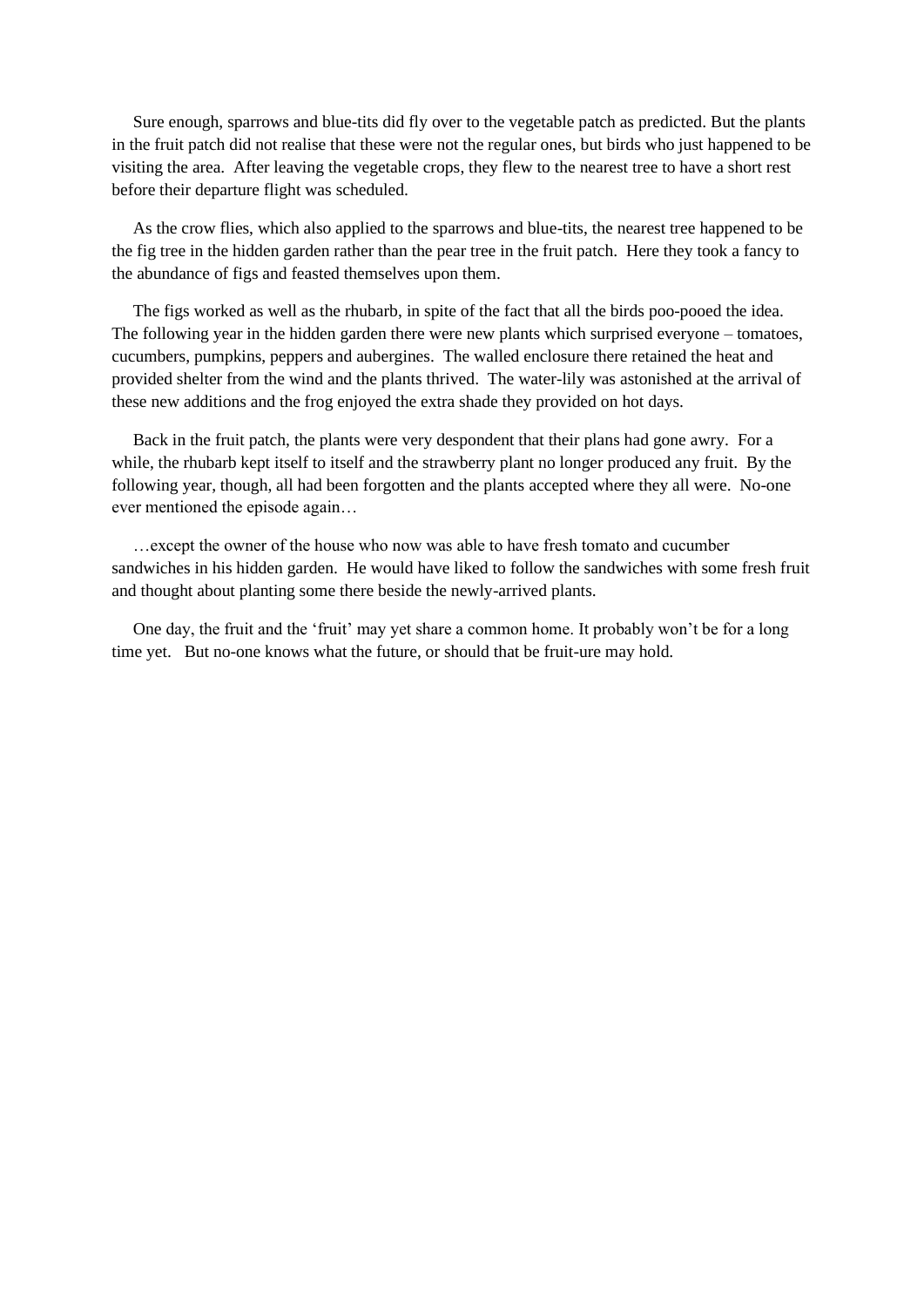Sure enough, sparrows and blue-tits did fly over to the vegetable patch as predicted. But the plants in the fruit patch did not realise that these were not the regular ones, but birds who just happened to be visiting the area. After leaving the vegetable crops, they flew to the nearest tree to have a short rest before their departure flight was scheduled.

As the crow flies, which also applied to the sparrows and blue-tits, the nearest tree happened to be the fig tree in the hidden garden rather than the pear tree in the fruit patch. Here they took a fancy to the abundance of figs and feasted themselves upon them.

The figs worked as well as the rhubarb, in spite of the fact that all the birds poo-pooed the idea. The following year in the hidden garden there were new plants which surprised everyone – tomatoes, cucumbers, pumpkins, peppers and aubergines. The walled enclosure there retained the heat and provided shelter from the wind and the plants thrived. The water-lily was astonished at the arrival of these new additions and the frog enjoyed the extra shade they provided on hot days.

Back in the fruit patch, the plants were very despondent that their plans had gone awry. For a while, the rhubarb kept itself to itself and the strawberry plant no longer produced any fruit. By the following year, though, all had been forgotten and the plants accepted where they all were. No-one ever mentioned the episode again…

…except the owner of the house who now was able to have fresh tomato and cucumber sandwiches in his hidden garden. He would have liked to follow the sandwiches with some fresh fruit and thought about planting some there beside the newly-arrived plants.

One day, the fruit and the 'fruit' may yet share a common home. It probably won't be for a long time yet. But no-one knows what the future, or should that be fruit-ure may hold.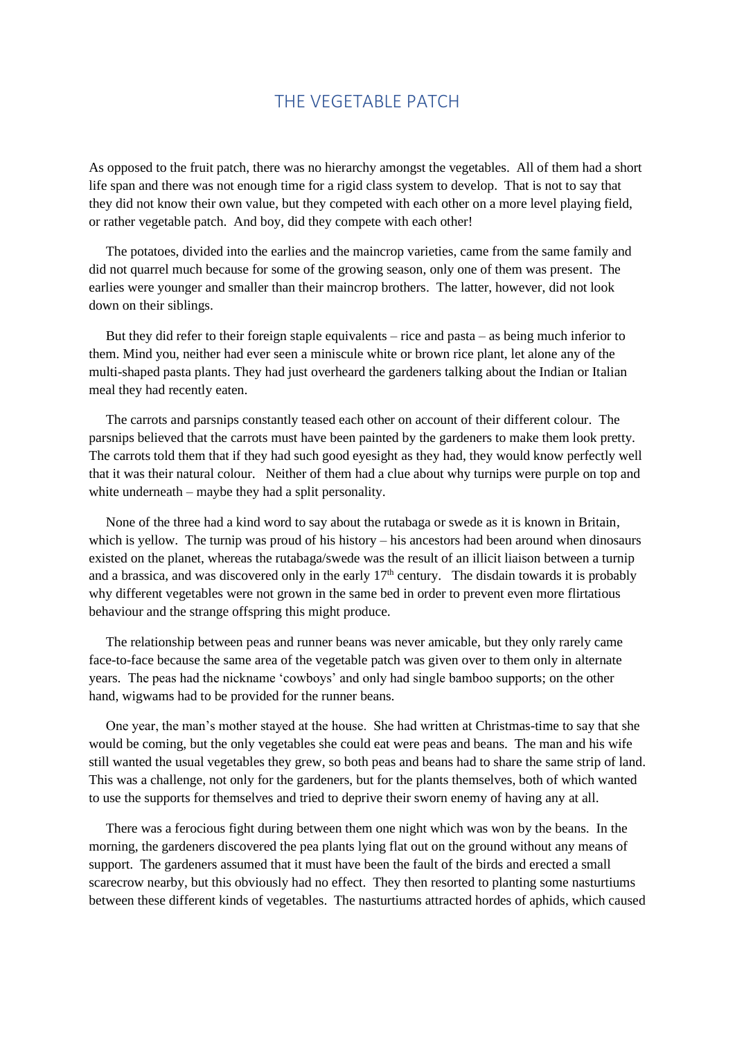# THE VEGETABLE PATCH

As opposed to the fruit patch, there was no hierarchy amongst the vegetables. All of them had a short life span and there was not enough time for a rigid class system to develop. That is not to say that they did not know their own value, but they competed with each other on a more level playing field, or rather vegetable patch. And boy, did they compete with each other!

The potatoes, divided into the earlies and the maincrop varieties, came from the same family and did not quarrel much because for some of the growing season, only one of them was present. The earlies were younger and smaller than their maincrop brothers. The latter, however, did not look down on their siblings.

But they did refer to their foreign staple equivalents – rice and pasta – as being much inferior to them. Mind you, neither had ever seen a miniscule white or brown rice plant, let alone any of the multi-shaped pasta plants. They had just overheard the gardeners talking about the Indian or Italian meal they had recently eaten.

The carrots and parsnips constantly teased each other on account of their different colour. The parsnips believed that the carrots must have been painted by the gardeners to make them look pretty. The carrots told them that if they had such good eyesight as they had, they would know perfectly well that it was their natural colour. Neither of them had a clue about why turnips were purple on top and white underneath – maybe they had a split personality.

None of the three had a kind word to say about the rutabaga or swede as it is known in Britain, which is yellow. The turnip was proud of his history – his ancestors had been around when dinosaurs existed on the planet, whereas the rutabaga/swede was the result of an illicit liaison between a turnip and a brassica, and was discovered only in the early 17th century. The disdain towards it is probably why different vegetables were not grown in the same bed in order to prevent even more flirtatious behaviour and the strange offspring this might produce.

The relationship between peas and runner beans was never amicable, but they only rarely came face-to-face because the same area of the vegetable patch was given over to them only in alternate years. The peas had the nickname 'cowboys' and only had single bamboo supports; on the other hand, wigwams had to be provided for the runner beans.

One year, the man's mother stayed at the house. She had written at Christmas-time to say that she would be coming, but the only vegetables she could eat were peas and beans. The man and his wife still wanted the usual vegetables they grew, so both peas and beans had to share the same strip of land. This was a challenge, not only for the gardeners, but for the plants themselves, both of which wanted to use the supports for themselves and tried to deprive their sworn enemy of having any at all.

There was a ferocious fight during between them one night which was won by the beans. In the morning, the gardeners discovered the pea plants lying flat out on the ground without any means of support. The gardeners assumed that it must have been the fault of the birds and erected a small scarecrow nearby, but this obviously had no effect. They then resorted to planting some nasturtiums between these different kinds of vegetables. The nasturtiums attracted hordes of aphids, which caused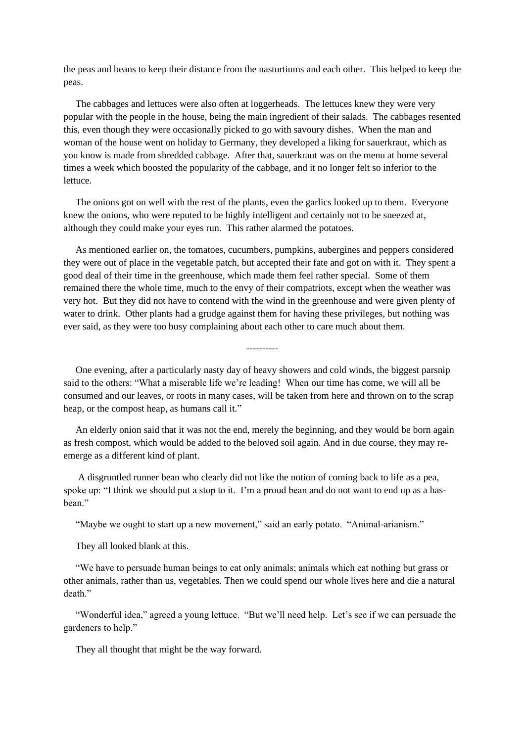the peas and beans to keep their distance from the nasturtiums and each other. This helped to keep the peas.

The cabbages and lettuces were also often at loggerheads. The lettuces knew they were very popular with the people in the house, being the main ingredient of their salads. The cabbages resented this, even though they were occasionally picked to go with savoury dishes. When the man and woman of the house went on holiday to Germany, they developed a liking for sauerkraut, which as you know is made from shredded cabbage. After that, sauerkraut was on the menu at home several times a week which boosted the popularity of the cabbage, and it no longer felt so inferior to the lettuce.

The onions got on well with the rest of the plants, even the garlics looked up to them. Everyone knew the onions, who were reputed to be highly intelligent and certainly not to be sneezed at, although they could make your eyes run. This rather alarmed the potatoes.

As mentioned earlier on, the tomatoes, cucumbers, pumpkins, aubergines and peppers considered they were out of place in the vegetable patch, but accepted their fate and got on with it. They spent a good deal of their time in the greenhouse, which made them feel rather special. Some of them remained there the whole time, much to the envy of their compatriots, except when the weather was very hot. But they did not have to contend with the wind in the greenhouse and were given plenty of water to drink. Other plants had a grudge against them for having these privileges, but nothing was ever said, as they were too busy complaining about each other to care much about them.

----------

One evening, after a particularly nasty day of heavy showers and cold winds, the biggest parsnip said to the others: "What a miserable life we're leading! When our time has come, we will all be consumed and our leaves, or roots in many cases, will be taken from here and thrown on to the scrap heap, or the compost heap, as humans call it."

An elderly onion said that it was not the end, merely the beginning, and they would be born again as fresh compost, which would be added to the beloved soil again. And in due course, they may re-emerge as a different kind of plant.

A disgruntled runner bean who clearly did not like the notion of coming back to life as a pea, spoke up: "I think we should put a stop to it. I'm a proud bean and do not want to end up as a has-bean."

"Maybe we ought to start up a new movement," said an early potato. "Animal-arianism."

They all looked blank at this.

"We have to persuade human beings to eat only animals; animals which eat nothing but grass or other animals, rather than us, vegetables. Then we could spend our whole lives here and die a natural death."

"Wonderful idea," agreed a young lettuce. "But we'll need help. Let's see if we can persuade the gardeners to help."

They all thought that might be the way forward.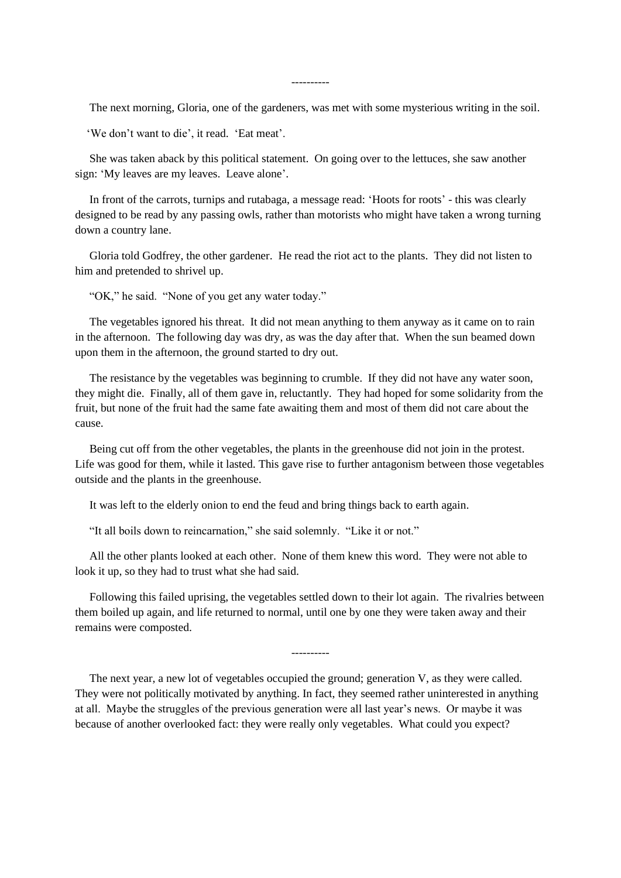----------

The next morning, Gloria, one of the gardeners, was met with some mysterious writing in the soil.

'We don't want to die', it read. 'Eat meat'.

She was taken aback by this political statement. On going over to the lettuces, she saw another sign: 'My leaves are my leaves. Leave alone'.

In front of the carrots, turnips and rutabaga, a message read: 'Hoots for roots' - this was clearly designed to be read by any passing owls, rather than motorists who might have taken a wrong turning down a country lane.

Gloria told Godfrey, the other gardener. He read the riot act to the plants. They did not listen to him and pretended to shrivel up.

"OK," he said. "None of you get any water today."

The vegetables ignored his threat. It did not mean anything to them anyway as it came on to rain in the afternoon. The following day was dry, as was the day after that. When the sun beamed down upon them in the afternoon, the ground started to dry out.

The resistance by the vegetables was beginning to crumble. If they did not have any water soon, they might die. Finally, all of them gave in, reluctantly. They had hoped for some solidarity from the fruit, but none of the fruit had the same fate awaiting them and most of them did not care about the cause.

Being cut off from the other vegetables, the plants in the greenhouse did not join in the protest. Life was good for them, while it lasted. This gave rise to further antagonism between those vegetables outside and the plants in the greenhouse.

It was left to the elderly onion to end the feud and bring things back to earth again.

"It all boils down to reincarnation," she said solemnly. "Like it or not."

All the other plants looked at each other. None of them knew this word. They were not able to look it up, so they had to trust what she had said.

Following this failed uprising, the vegetables settled down to their lot again. The rivalries between them boiled up again, and life returned to normal, until one by one they were taken away and their remains were composted.

----------

The next year, a new lot of vegetables occupied the ground; generation V, as they were called. They were not politically motivated by anything. In fact, they seemed rather uninterested in anything at all. Maybe the struggles of the previous generation were all last year's news. Or maybe it was because of another overlooked fact: they were really only vegetables. What could you expect?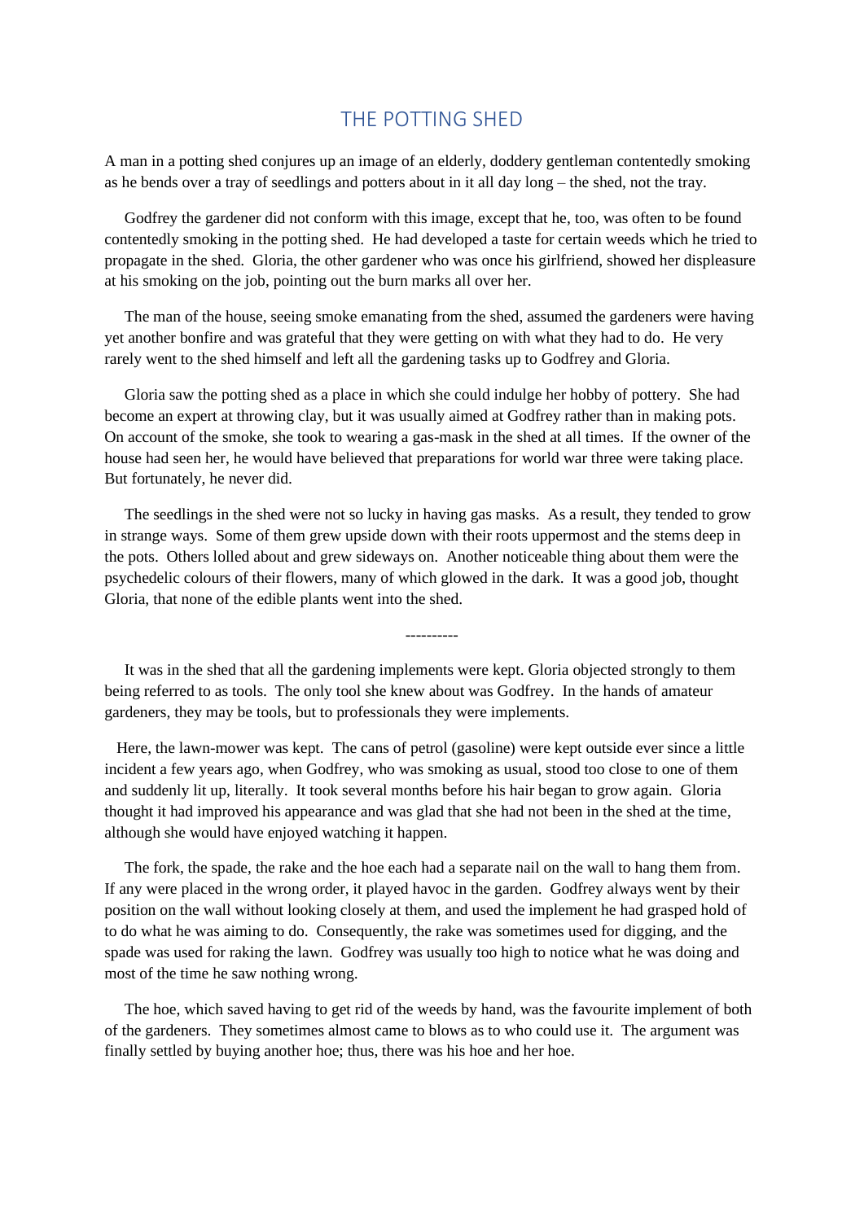# THE POTTING SHED

A man in a potting shed conjures up an image of an elderly, doddery gentleman contentedly smoking as he bends over a tray of seedlings and potters about in it all day long – the shed, not the tray.

Godfrey the gardener did not conform with this image, except that he, too, was often to be found contentedly smoking in the potting shed. He had developed a taste for certain weeds which he tried to propagate in the shed. Gloria, the other gardener who was once his girlfriend, showed her displeasure at his smoking on the job, pointing out the burn marks all over her.

The man of the house, seeing smoke emanating from the shed, assumed the gardeners were having yet another bonfire and was grateful that they were getting on with what they had to do. He very rarely went to the shed himself and left all the gardening tasks up to Godfrey and Gloria.

Gloria saw the potting shed as a place in which she could indulge her hobby of pottery. She had become an expert at throwing clay, but it was usually aimed at Godfrey rather than in making pots. On account of the smoke, she took to wearing a gas-mask in the shed at all times. If the owner of the house had seen her, he would have believed that preparations for world war three were taking place. But fortunately, he never did.

The seedlings in the shed were not so lucky in having gas masks. As a result, they tended to grow in strange ways. Some of them grew upside down with their roots uppermost and the stems deep in the pots. Others lolled about and grew sideways on. Another noticeable thing about them were the psychedelic colours of their flowers, many of which glowed in the dark. It was a good job, thought Gloria, that none of the edible plants went into the shed.

----------

It was in the shed that all the gardening implements were kept. Gloria objected strongly to them being referred to as tools. The only tool she knew about was Godfrey. In the hands of amateur gardeners, they may be tools, but to professionals they were implements.

Here, the lawn-mower was kept. The cans of petrol (gasoline) were kept outside ever since a little incident a few years ago, when Godfrey, who was smoking as usual, stood too close to one of them and suddenly lit up, literally. It took several months before his hair began to grow again. Gloria thought it had improved his appearance and was glad that she had not been in the shed at the time, although she would have enjoyed watching it happen.

The fork, the spade, the rake and the hoe each had a separate nail on the wall to hang them from. If any were placed in the wrong order, it played havoc in the garden. Godfrey always went by their position on the wall without looking closely at them, and used the implement he had grasped hold of to do what he was aiming to do. Consequently, the rake was sometimes used for digging, and the spade was used for raking the lawn. Godfrey was usually too high to notice what he was doing and most of the time he saw nothing wrong.

The hoe, which saved having to get rid of the weeds by hand, was the favourite implement of both of the gardeners. They sometimes almost came to blows as to who could use it. The argument was finally settled by buying another hoe; thus, there was his hoe and her hoe.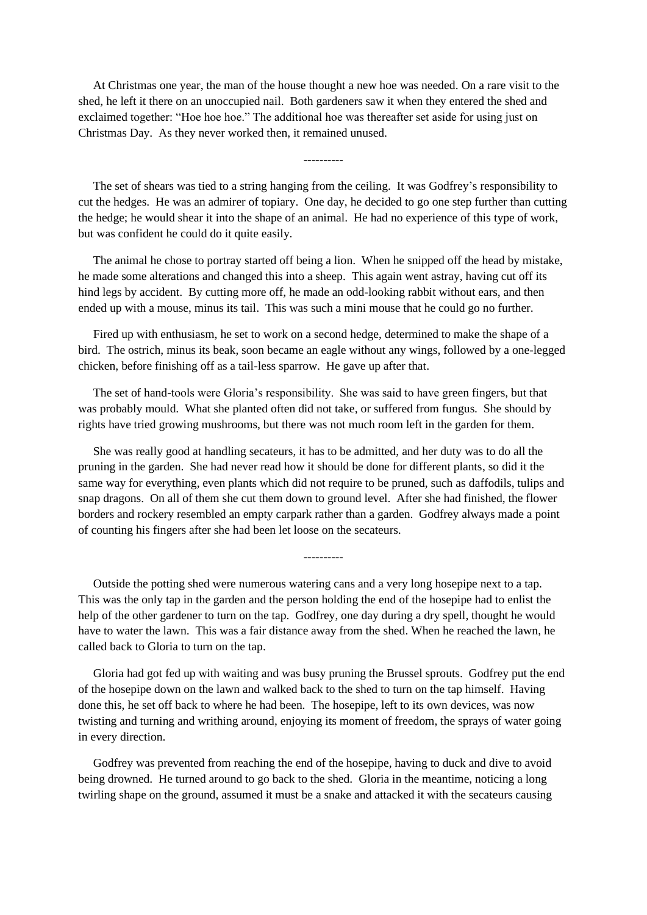At Christmas one year, the man of the house thought a new hoe was needed. On a rare visit to the shed, he left it there on an unoccupied nail. Both gardeners saw it when they entered the shed and exclaimed together: "Hoe hoe hoe." The additional hoe was thereafter set aside for using just on Christmas Day. As they never worked then, it remained unused.

----------

The set of shears was tied to a string hanging from the ceiling. It was Godfrey's responsibility to cut the hedges. He was an admirer of topiary. One day, he decided to go one step further than cutting the hedge; he would shear it into the shape of an animal. He had no experience of this type of work, but was confident he could do it quite easily.

The animal he chose to portray started off being a lion. When he snipped off the head by mistake, he made some alterations and changed this into a sheep. This again went astray, having cut off its hind legs by accident. By cutting more off, he made an odd-looking rabbit without ears, and then ended up with a mouse, minus its tail. This was such a mini mouse that he could go no further.

Fired up with enthusiasm, he set to work on a second hedge, determined to make the shape of a bird. The ostrich, minus its beak, soon became an eagle without any wings, followed by a one-legged chicken, before finishing off as a tail-less sparrow. He gave up after that.

The set of hand-tools were Gloria's responsibility. She was said to have green fingers, but that was probably mould. What she planted often did not take, or suffered from fungus. She should by rights have tried growing mushrooms, but there was not much room left in the garden for them.

She was really good at handling secateurs, it has to be admitted, and her duty was to do all the pruning in the garden. She had never read how it should be done for different plants, so did it the same way for everything, even plants which did not require to be pruned, such as daffodils, tulips and snap dragons. On all of them she cut them down to ground level. After she had finished, the flower borders and rockery resembled an empty carpark rather than a garden. Godfrey always made a point of counting his fingers after she had been let loose on the secateurs.

----------

Outside the potting shed were numerous watering cans and a very long hosepipe next to a tap. This was the only tap in the garden and the person holding the end of the hosepipe had to enlist the help of the other gardener to turn on the tap. Godfrey, one day during a dry spell, thought he would have to water the lawn. This was a fair distance away from the shed. When he reached the lawn, he called back to Gloria to turn on the tap.

Gloria had got fed up with waiting and was busy pruning the Brussel sprouts. Godfrey put the end of the hosepipe down on the lawn and walked back to the shed to turn on the tap himself. Having done this, he set off back to where he had been. The hosepipe, left to its own devices, was now twisting and turning and writhing around, enjoying its moment of freedom, the sprays of water going in every direction.

Godfrey was prevented from reaching the end of the hosepipe, having to duck and dive to avoid being drowned. He turned around to go back to the shed. Gloria in the meantime, noticing a long twirling shape on the ground, assumed it must be a snake and attacked it with the secateurs causing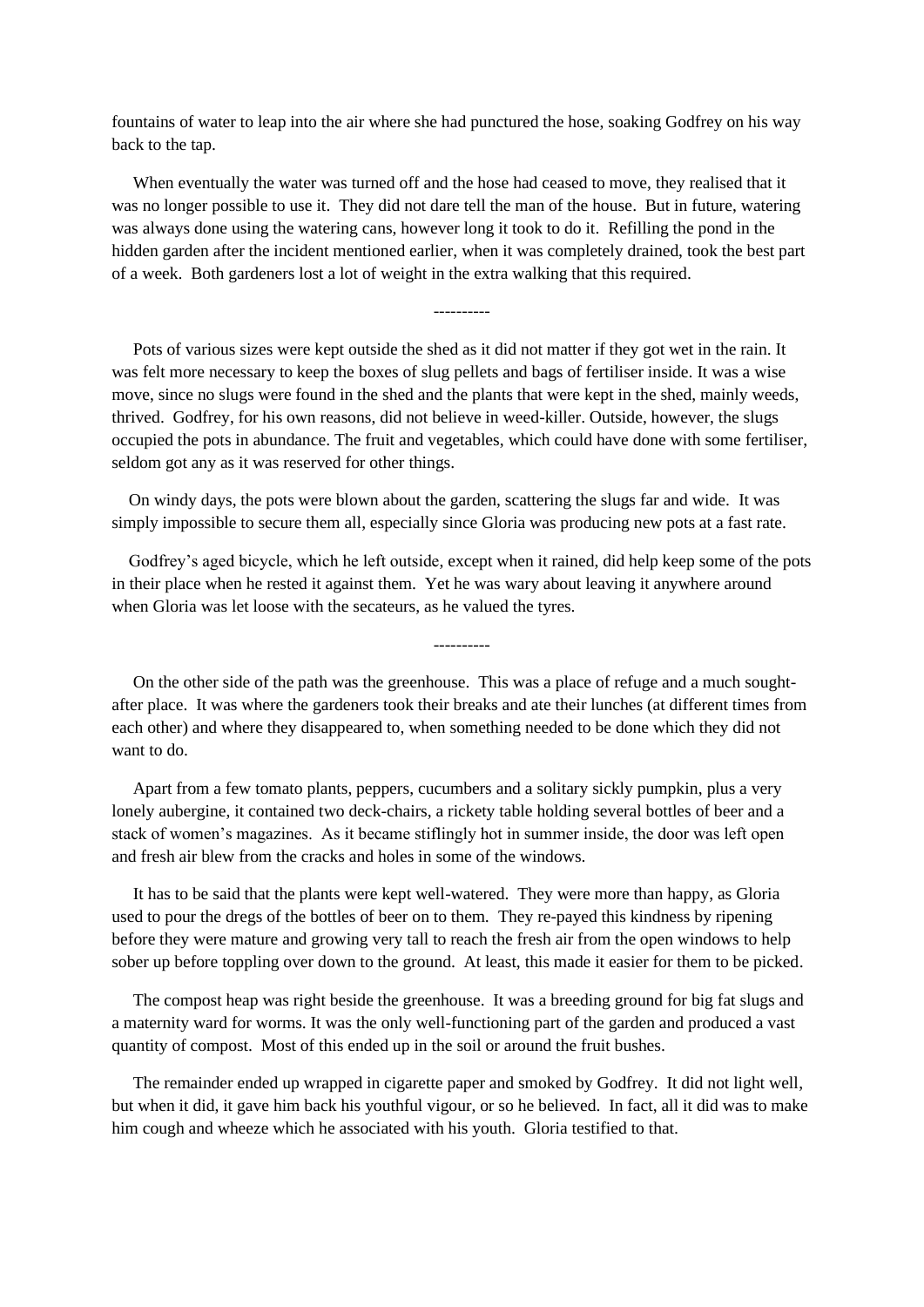fountains of water to leap into the air where she had punctured the hose, soaking Godfrey on his way back to the tap.

When eventually the water was turned off and the hose had ceased to move, they realised that it was no longer possible to use it. They did not dare tell the man of the house. But in future, watering was always done using the watering cans, however long it took to do it. Refilling the pond in the hidden garden after the incident mentioned earlier, when it was completely drained, took the best part of a week. Both gardeners lost a lot of weight in the extra walking that this required.

----------

Pots of various sizes were kept outside the shed as it did not matter if they got wet in the rain. It was felt more necessary to keep the boxes of slug pellets and bags of fertiliser inside. It was a wise move, since no slugs were found in the shed and the plants that were kept in the shed, mainly weeds, thrived. Godfrey, for his own reasons, did not believe in weed-killer. Outside, however, the slugs occupied the pots in abundance. The fruit and vegetables, which could have done with some fertiliser, seldom got any as it was reserved for other things.

On windy days, the pots were blown about the garden, scattering the slugs far and wide. It was simply impossible to secure them all, especially since Gloria was producing new pots at a fast rate.

Godfrey's aged bicycle, which he left outside, except when it rained, did help keep some of the pots in their place when he rested it against them. Yet he was wary about leaving it anywhere around when Gloria was let loose with the secateurs, as he valued the tyres.

----------

On the other side of the path was the greenhouse. This was a place of refuge and a much sought-after place. It was where the gardeners took their breaks and ate their lunches (at different times from each other) and where they disappeared to, when something needed to be done which they did not want to do.

Apart from a few tomato plants, peppers, cucumbers and a solitary sickly pumpkin, plus a very lonely aubergine, it contained two deck-chairs, a rickety table holding several bottles of beer and a stack of women's magazines. As it became stiflingly hot in summer inside, the door was left open and fresh air blew from the cracks and holes in some of the windows.

It has to be said that the plants were kept well-watered. They were more than happy, as Gloria used to pour the dregs of the bottles of beer on to them. They re-payed this kindness by ripening before they were mature and growing very tall to reach the fresh air from the open windows to help sober up before toppling over down to the ground. At least, this made it easier for them to be picked.

The compost heap was right beside the greenhouse. It was a breeding ground for big fat slugs and a maternity ward for worms. It was the only well-functioning part of the garden and produced a vast quantity of compost. Most of this ended up in the soil or around the fruit bushes.

The remainder ended up wrapped in cigarette paper and smoked by Godfrey. It did not light well, but when it did, it gave him back his youthful vigour, or so he believed. In fact, all it did was to make him cough and wheeze which he associated with his youth. Gloria testified to that.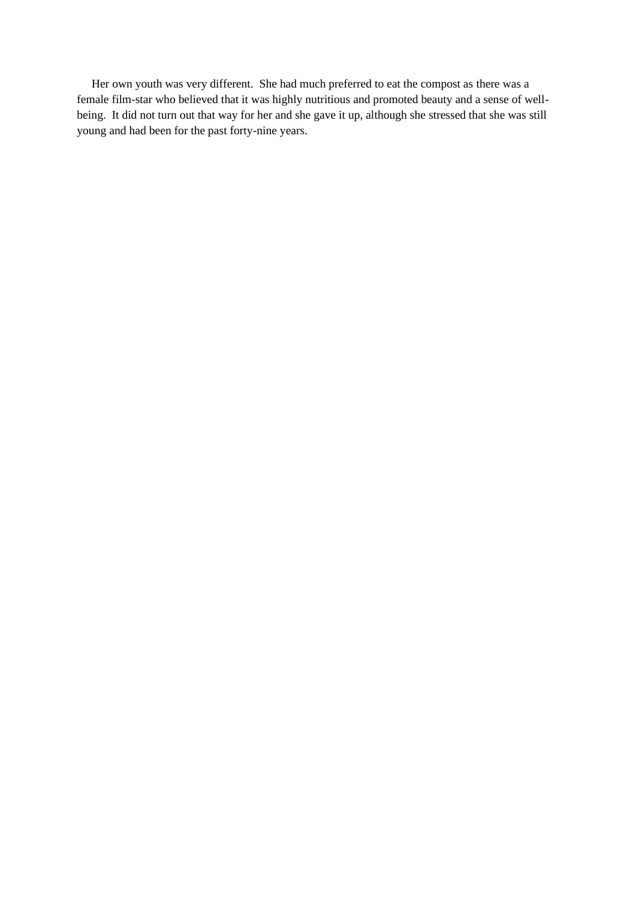Her own youth was very different. She had much preferred to eat the compost as there was a female film-star who believed that it was highly nutritious and promoted beauty and a sense of well-being. It did not turn out that way for her and she gave it up, although she stressed that she was still young and had been for the past forty-nine years.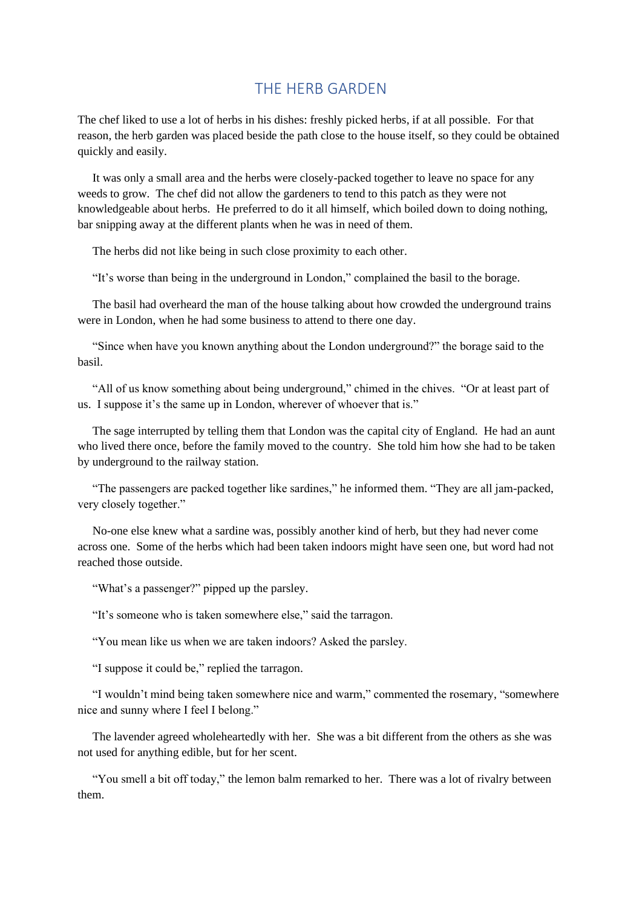# THE HERB GARDEN

The chef liked to use a lot of herbs in his dishes: freshly picked herbs, if at all possible. For that reason, the herb garden was placed beside the path close to the house itself, so they could be obtained quickly and easily.

It was only a small area and the herbs were closely-packed together to leave no space for any weeds to grow. The chef did not allow the gardeners to tend to this patch as they were not knowledgeable about herbs. He preferred to do it all himself, which boiled down to doing nothing, bar snipping away at the different plants when he was in need of them.

The herbs did not like being in such close proximity to each other.

"It's worse than being in the underground in London," complained the basil to the borage.

The basil had overheard the man of the house talking about how crowded the underground trains were in London, when he had some business to attend to there one day.

"Since when have you known anything about the London underground?" the borage said to the basil.

"All of us know something about being underground," chimed in the chives. "Or at least part of us. I suppose it's the same up in London, wherever of whoever that is."

The sage interrupted by telling them that London was the capital city of England. He had an aunt who lived there once, before the family moved to the country. She told him how she had to be taken by underground to the railway station.

"The passengers are packed together like sardines," he informed them. "They are all jam-packed, very closely together."

No-one else knew what a sardine was, possibly another kind of herb, but they had never come across one. Some of the herbs which had been taken indoors might have seen one, but word had not reached those outside.

"What's a passenger?" pipped up the parsley.

"It's someone who is taken somewhere else," said the tarragon.

"You mean like us when we are taken indoors? Asked the parsley.

"I suppose it could be," replied the tarragon.

"I wouldn't mind being taken somewhere nice and warm," commented the rosemary, "somewhere nice and sunny where I feel I belong."

The lavender agreed wholeheartedly with her. She was a bit different from the others as she was not used for anything edible, but for her scent.

"You smell a bit off today," the lemon balm remarked to her. There was a lot of rivalry between them.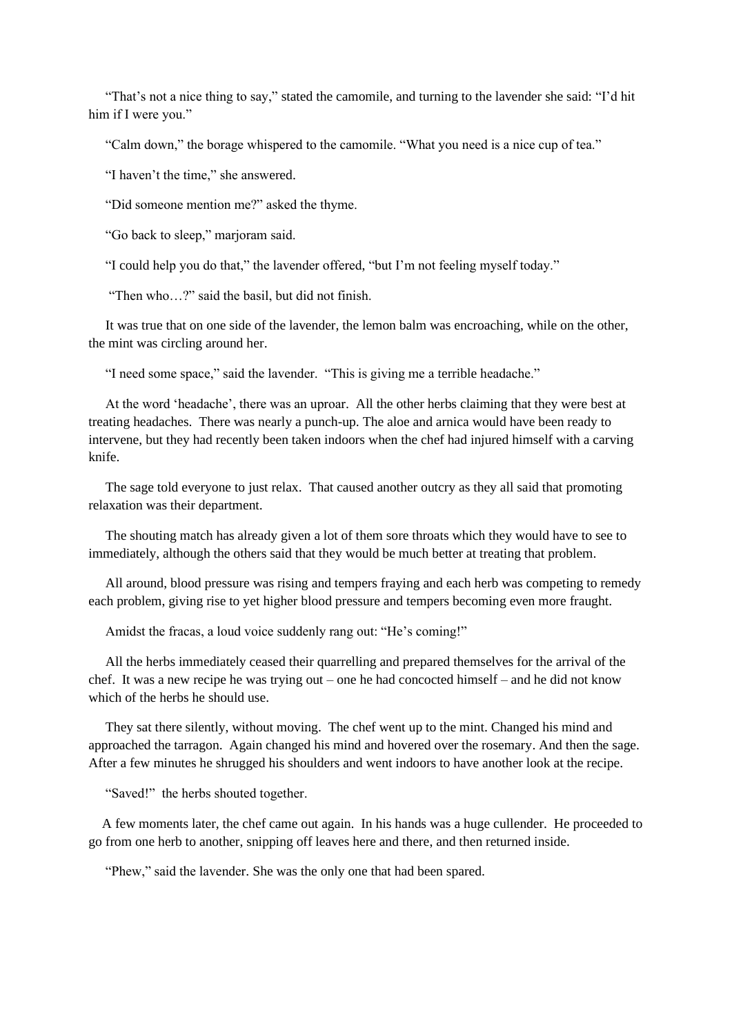"That's not a nice thing to say," stated the camomile, and turning to the lavender she said: "I'd hit him if I were you."

"Calm down," the borage whispered to the camomile. "What you need is a nice cup of tea."

"I haven't the time," she answered.

"Did someone mention me?" asked the thyme.

"Go back to sleep," marjoram said.

"I could help you do that," the lavender offered, "but I'm not feeling myself today."

"Then who…?" said the basil, but did not finish.

It was true that on one side of the lavender, the lemon balm was encroaching, while on the other, the mint was circling around her.

"I need some space," said the lavender. "This is giving me a terrible headache."

At the word 'headache', there was an uproar. All the other herbs claiming that they were best at treating headaches. There was nearly a punch-up. The aloe and arnica would have been ready to intervene, but they had recently been taken indoors when the chef had injured himself with a carving knife.

The sage told everyone to just relax. That caused another outcry as they all said that promoting relaxation was their department.

The shouting match has already given a lot of them sore throats which they would have to see to immediately, although the others said that they would be much better at treating that problem.

All around, blood pressure was rising and tempers fraying and each herb was competing to remedy each problem, giving rise to yet higher blood pressure and tempers becoming even more fraught.

Amidst the fracas, a loud voice suddenly rang out: "He's coming!"

All the herbs immediately ceased their quarrelling and prepared themselves for the arrival of the chef. It was a new recipe he was trying out – one he had concocted himself – and he did not know which of the herbs he should use.

They sat there silently, without moving. The chef went up to the mint. Changed his mind and approached the tarragon. Again changed his mind and hovered over the rosemary. And then the sage. After a few minutes he shrugged his shoulders and went indoors to have another look at the recipe.

"Saved!" the herbs shouted together.

A few moments later, the chef came out again. In his hands was a huge cullender. He proceeded to go from one herb to another, snipping off leaves here and there, and then returned inside.

"Phew," said the lavender. She was the only one that had been spared.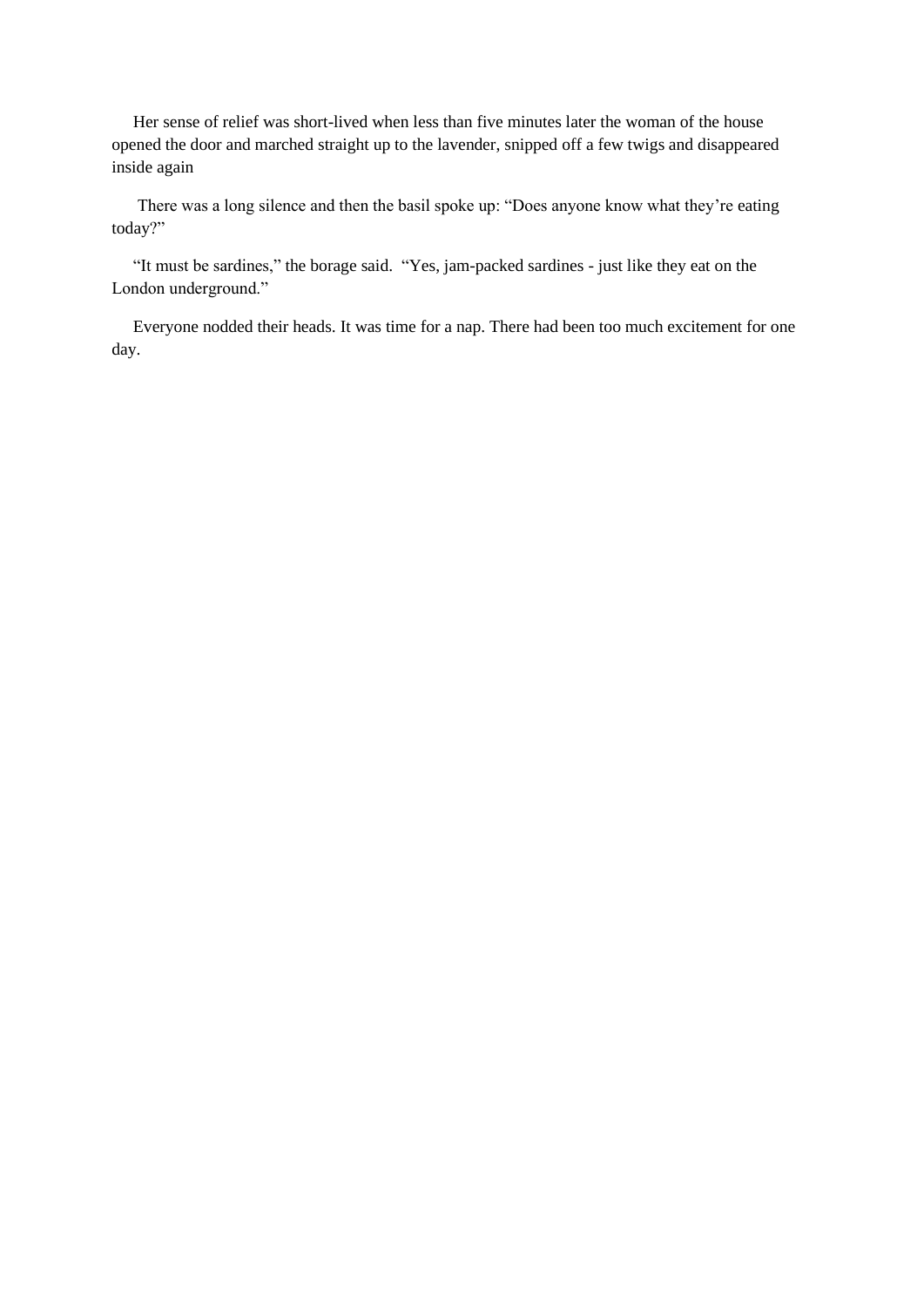Her sense of relief was short-lived when less than five minutes later the woman of the house opened the door and marched straight up to the lavender, snipped off a few twigs and disappeared inside again

There was a long silence and then the basil spoke up: “Does anyone know what they’re eating today?”

“It must be sardines,” the borage said. “Yes, jam-packed sardines - just like they eat on the London underground.”

Everyone nodded their heads. It was time for a nap. There had been too much excitement for one day.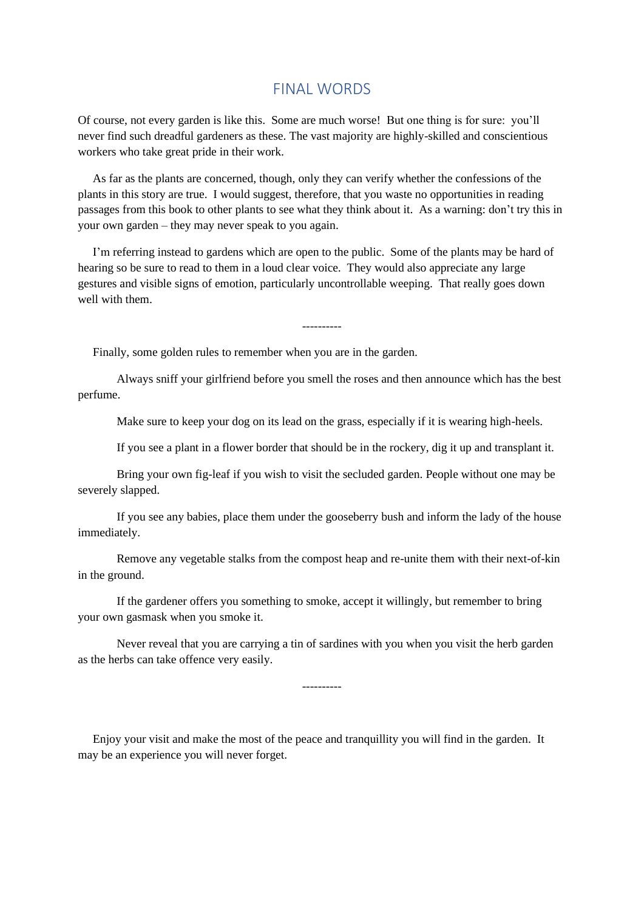# FINAL WORDS

Of course, not every garden is like this. Some are much worse! But one thing is for sure: you'll never find such dreadful gardeners as these. The vast majority are highly-skilled and conscientious workers who take great pride in their work.

As far as the plants are concerned, though, only they can verify whether the confessions of the plants in this story are true. I would suggest, therefore, that you waste no opportunities in reading passages from this book to other plants to see what they think about it. As a warning: don't try this in your own garden – they may never speak to you again.

I'm referring instead to gardens which are open to the public. Some of the plants may be hard of hearing so be sure to read to them in a loud clear voice. They would also appreciate any large gestures and visible signs of emotion, particularly uncontrollable weeping. That really goes down well with them.

----------

Finally, some golden rules to remember when you are in the garden.

Always sniff your girlfriend before you smell the roses and then announce which has the best perfume.

Make sure to keep your dog on its lead on the grass, especially if it is wearing high-heels.

If you see a plant in a flower border that should be in the rockery, dig it up and transplant it.

Bring your own fig-leaf if you wish to visit the secluded garden. People without one may be severely slapped.

If you see any babies, place them under the gooseberry bush and inform the lady of the house immediately.

Remove any vegetable stalks from the compost heap and re-unite them with their next-of-kin in the ground.

If the gardener offers you something to smoke, accept it willingly, but remember to bring your own gasmask when you smoke it.

Never reveal that you are carrying a tin of sardines with you when you visit the herb garden as the herbs can take offence very easily.

----------

Enjoy your visit and make the most of the peace and tranquillity you will find in the garden. It may be an experience you will never forget.